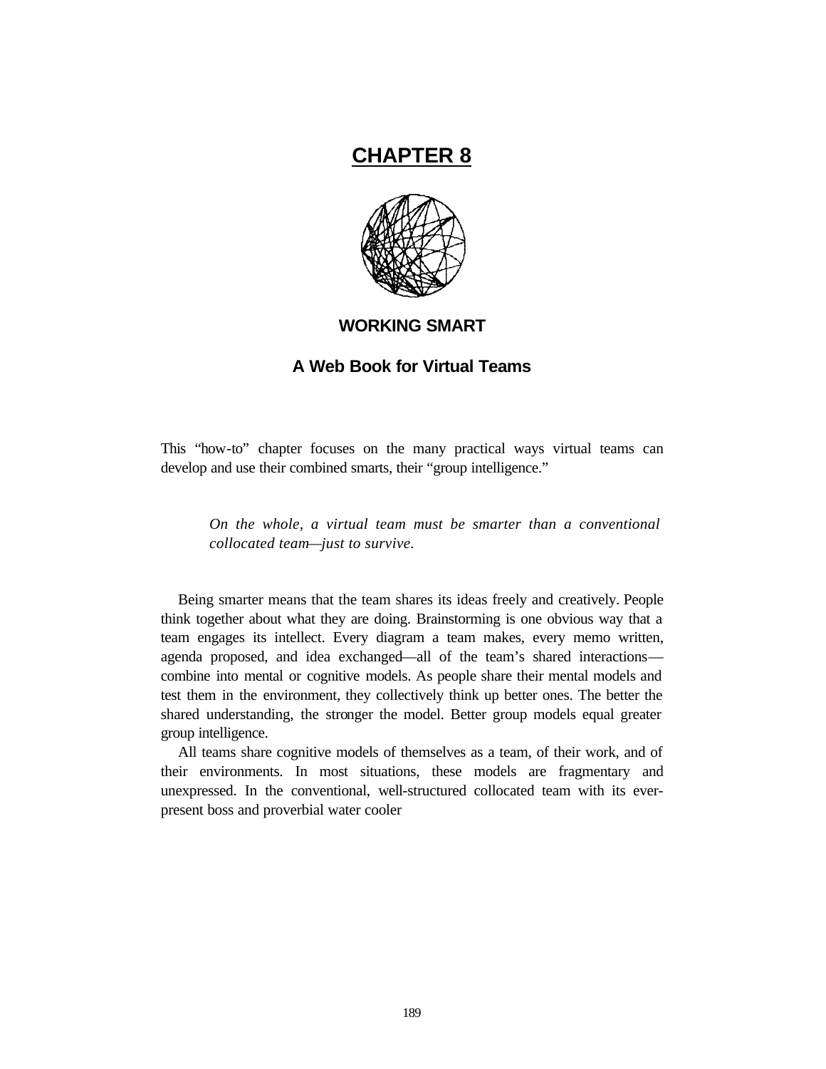# CHAPTER 8

## WORKING SMART

### A Web Book for Virtual Teams

This "how-to" chapter focuses on the many practical ways virtual teams can develop and use their combined smarts, their "group intelligence."

> *On the whole, a virtual team must be smarter than a conventional collocated team—just to survive.*

Being smarter means that the team shares its ideas freely and creatively. People think together about what they are doing. Brainstorming is one obvious way that a team engages its intellect. Every diagram a team makes, every memo written, agenda proposed, and idea exchanged—all of the team's shared interactions—combine into mental or cognitive models. As people share their mental models and test them in the environment, they collectively think up better ones. The better the shared understanding, the stronger the model. Better group models equal greater group intelligence.

All teams share cognitive models of themselves as a team, of their work, and of their environments. In most situations, these models are fragmentary and unexpressed. In the conventional, well-structured collocated team with its ever-present boss and proverbial water cooler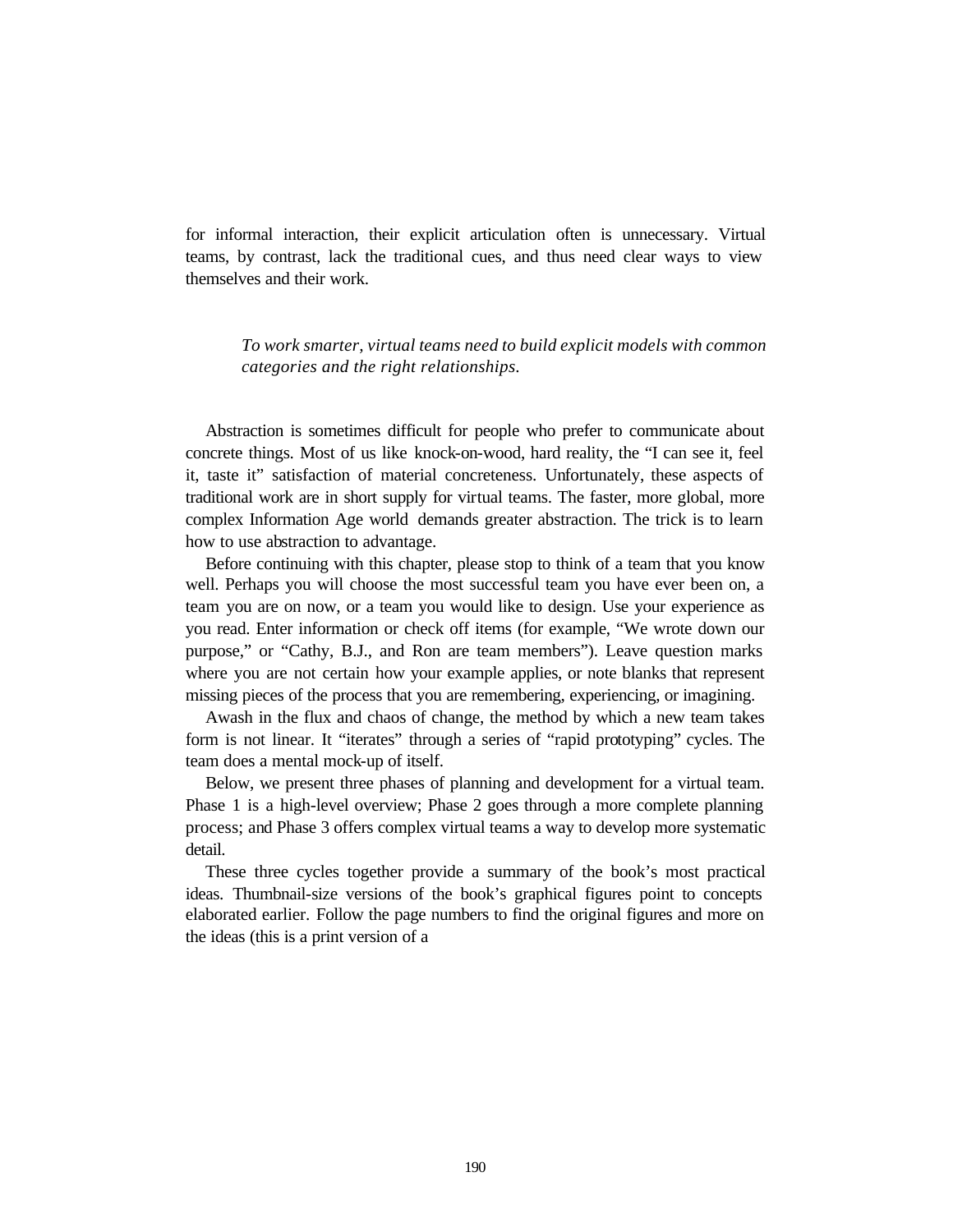for informal interaction, their explicit articulation often is unnecessary. Virtual teams, by contrast, lack the traditional cues, and thus need clear ways to view themselves and their work.

> *To work smarter, virtual teams need to build explicit models with common categories and the right relationships.*

Abstraction is sometimes difficult for people who prefer to communicate about concrete things. Most of us like knock-on-wood, hard reality, the "I can see it, feel it, taste it" satisfaction of material concreteness. Unfortunately, these aspects of traditional work are in short supply for virtual teams. The faster, more global, more complex Information Age world demands greater abstraction. The trick is to learn how to use abstraction to advantage.

Before continuing with this chapter, please stop to think of a team that you know well. Perhaps you will choose the most successful team you have ever been on, a team you are on now, or a team you would like to design. Use your experience as you read. Enter information or check off items (for example, "We wrote down our purpose," or "Cathy, B.J., and Ron are team members"). Leave question marks where you are not certain how your example applies, or note blanks that represent missing pieces of the process that you are remembering, experiencing, or imagining.

Awash in the flux and chaos of change, the method by which a new team takes form is not linear. It "iterates" through a series of "rapid prototyping" cycles. The team does a mental mock-up of itself.

Below, we present three phases of planning and development for a virtual team. Phase 1 is a high-level overview; Phase 2 goes through a more complete planning process; and Phase 3 offers complex virtual teams a way to develop more systematic detail.

These three cycles together provide a summary of the book's most practical ideas. Thumbnail-size versions of the book's graphical figures point to concepts elaborated earlier. Follow the page numbers to find the original figures and more on the ideas (this is a print version of a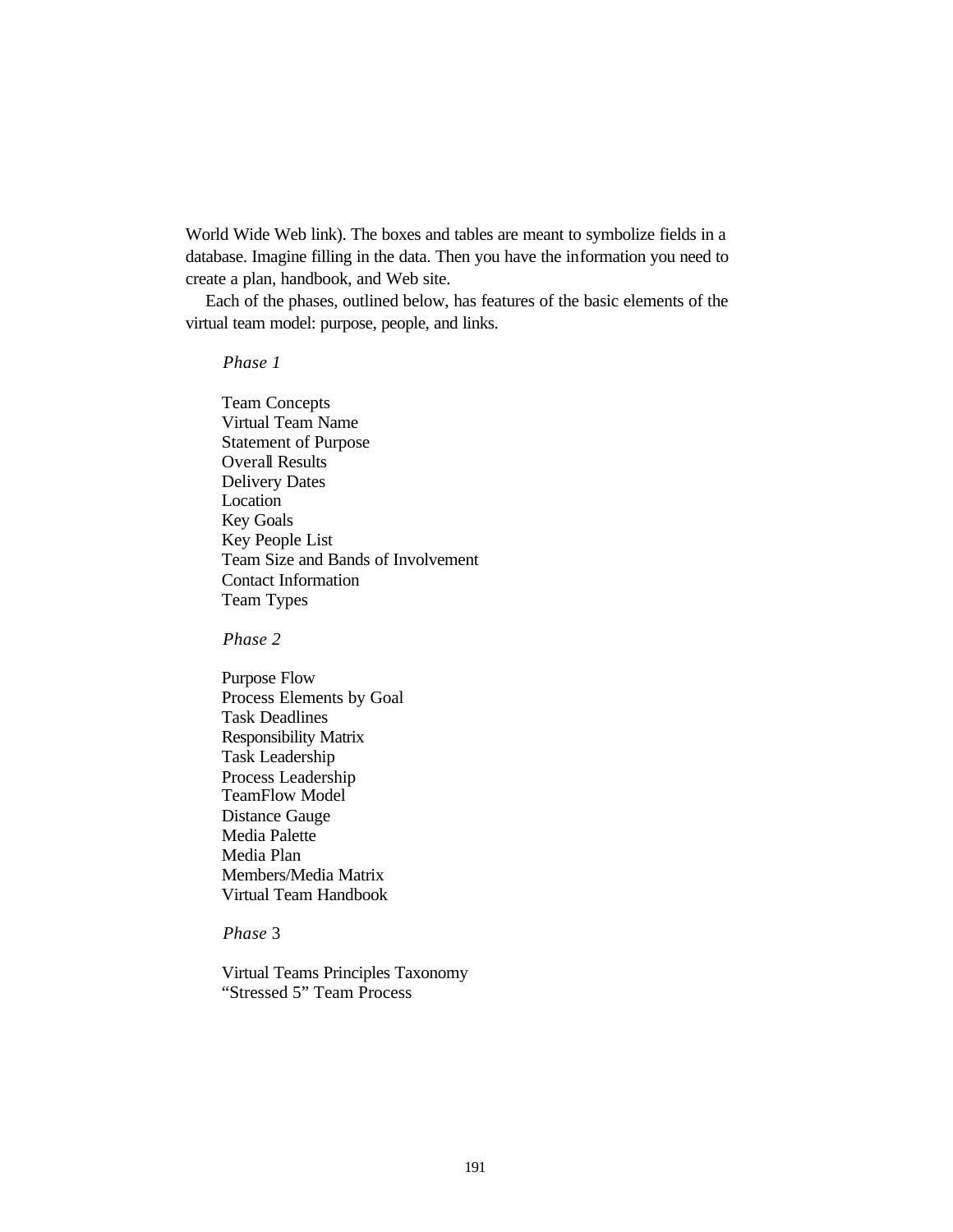World Wide Web link). The boxes and tables are meant to symbolize fields in a database. Imagine filling in the data. Then you have the information you need to create a plan, handbook, and Web site.

Each of the phases, outlined below, has features of the basic elements of the virtual team model: purpose, people, and links.

*Phase 1*

Team Concepts
Virtual Team Name
Statement of Purpose
Overall Results
Delivery Dates
Location
Key Goals
Key People List
Team Size and Bands of Involvement
Contact Information
Team Types

*Phase 2*

Purpose Flow
Process Elements by Goal
Task Deadlines
Responsibility Matrix
Task Leadership
Process Leadership
TeamFlow Model
Distance Gauge
Media Palette
Media Plan
Members/Media Matrix
Virtual Team Handbook

*Phase* 3

Virtual Teams Principles Taxonomy
"Stressed 5" Team Process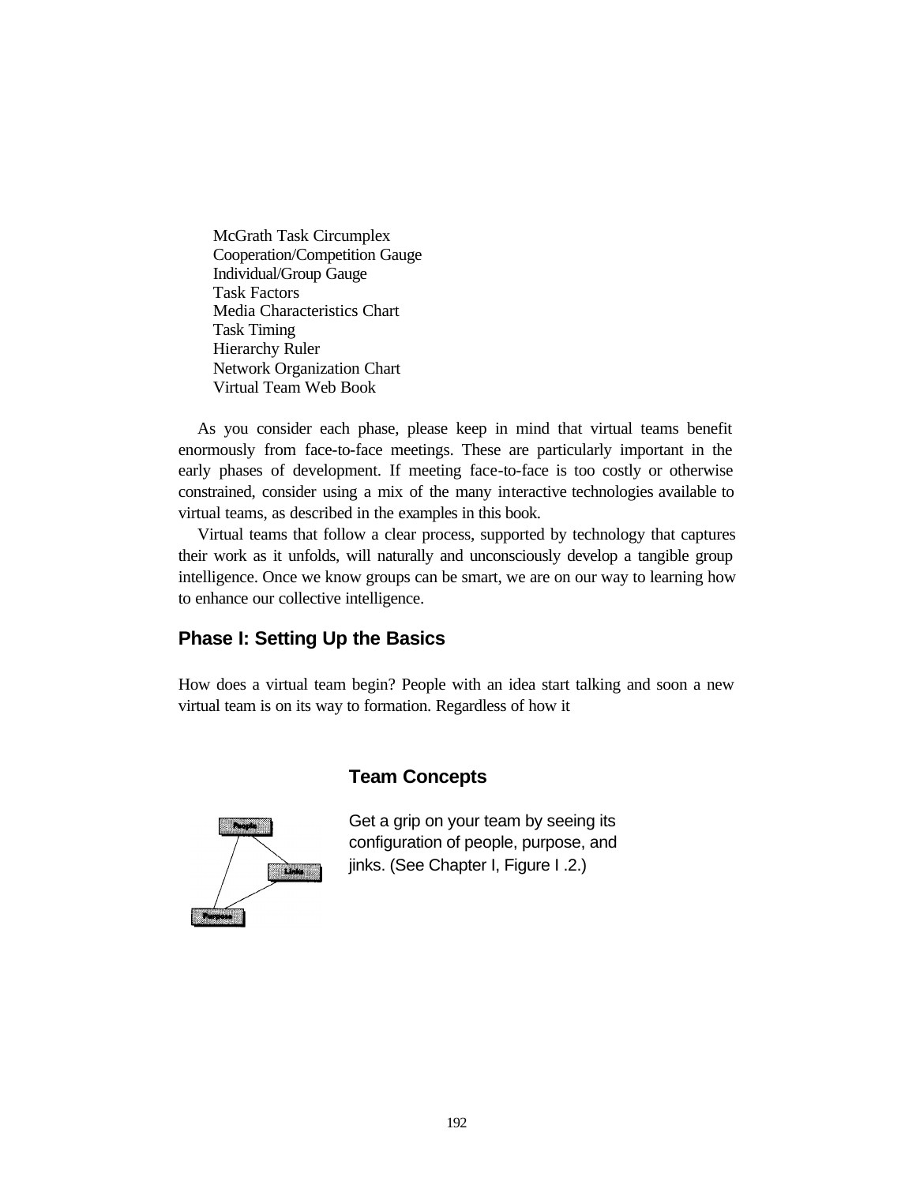McGrath Task Circumplex
Cooperation/Competition Gauge
Individual/Group Gauge
Task Factors
Media Characteristics Chart
Task Timing
Hierarchy Ruler
Network Organization Chart
Virtual Team Web Book

As you consider each phase, please keep in mind that virtual teams benefit enormously from face-to-face meetings. These are particularly important in the early phases of development. If meeting face-to-face is too costly or otherwise constrained, consider using a mix of the many interactive technologies available to virtual teams, as described in the examples in this book.

Virtual teams that follow a clear process, supported by technology that captures their work as it unfolds, will naturally and unconsciously develop a tangible group intelligence. Once we know groups can be smart, we are on our way to learning how to enhance our collective intelligence.

## Phase I: Setting Up the Basics

How does a virtual team begin? People with an idea start talking and soon a new virtual team is on its way to formation. Regardless of how it

### Team Concepts

People — Links — Purpose

Get a grip on your team by seeing its configuration of people, purpose, and jinks. (See Chapter I, Figure I .2.)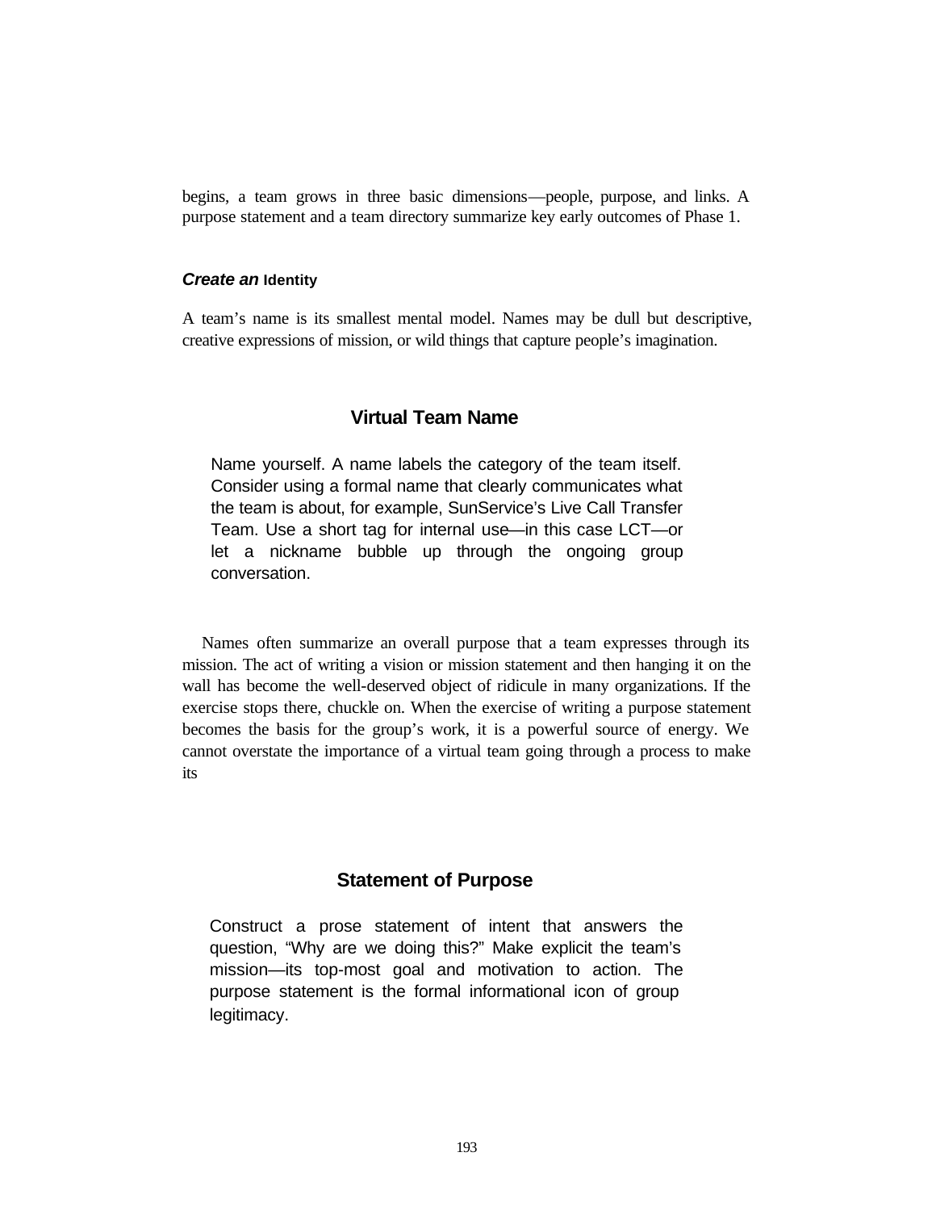begins, a team grows in three basic dimensions—people, purpose, and links. A purpose statement and a team directory summarize key early outcomes of Phase 1.

### *Create an* Identity

A team's name is its smallest mental model. Names may be dull but descriptive, creative expressions of mission, or wild things that capture people's imagination.

> **Virtual Team Name**
>
> Name yourself. A name labels the category of the team itself. Consider using a formal name that clearly communicates what the team is about, for example, SunService's Live Call Transfer Team. Use a short tag for internal use—in this case LCT—or let a nickname bubble up through the ongoing group conversation.

Names often summarize an overall purpose that a team expresses through its mission. The act of writing a vision or mission statement and then hanging it on the wall has become the well-deserved object of ridicule in many organizations. If the exercise stops there, chuckle on. When the exercise of writing a purpose statement becomes the basis for the group's work, it is a powerful source of energy. We cannot overstate the importance of a virtual team going through a process to make its

> **Statement of Purpose**
>
> Construct a prose statement of intent that answers the question, "Why are we doing this?" Make explicit the team's mission—its top-most goal and motivation to action. The purpose statement is the formal informational icon of group legitimacy.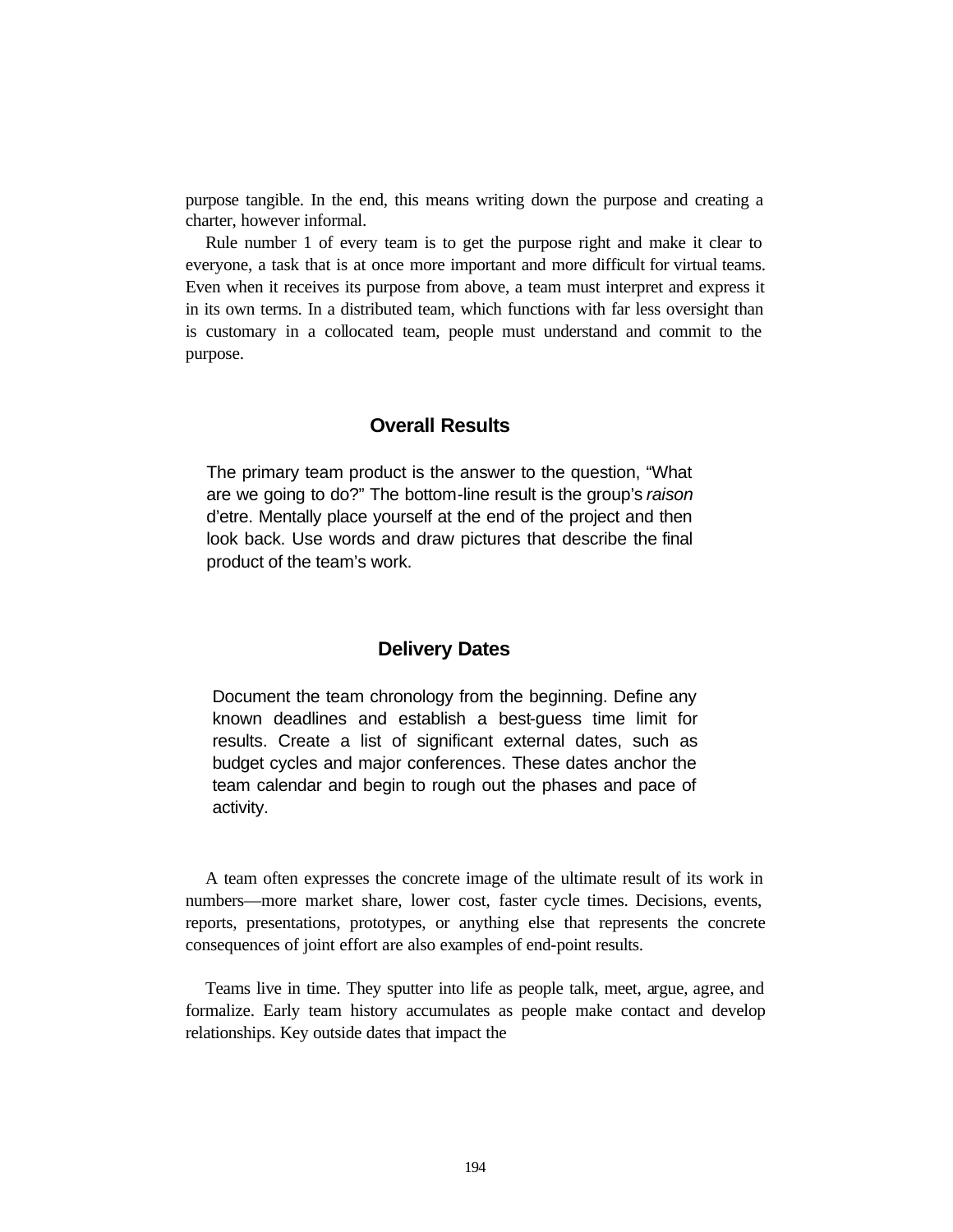purpose tangible. In the end, this means writing down the purpose and creating a charter, however informal.

Rule number 1 of every team is to get the purpose right and make it clear to everyone, a task that is at once more important and more difficult for virtual teams. Even when it receives its purpose from above, a team must interpret and express it in its own terms. In a distributed team, which functions with far less oversight than is customary in a collocated team, people must understand and commit to the purpose.

### Overall Results

The primary team product is the answer to the question, "What are we going to do?" The bottom-line result is the group's *raison* d'etre. Mentally place yourself at the end of the project and then look back. Use words and draw pictures that describe the final product of the team's work.

### Delivery Dates

Document the team chronology from the beginning. Define any known deadlines and establish a best-guess time limit for results. Create a list of significant external dates, such as budget cycles and major conferences. These dates anchor the team calendar and begin to rough out the phases and pace of activity.

A team often expresses the concrete image of the ultimate result of its work in numbers—more market share, lower cost, faster cycle times. Decisions, events, reports, presentations, prototypes, or anything else that represents the concrete consequences of joint effort are also examples of end-point results.

Teams live in time. They sputter into life as people talk, meet, argue, agree, and formalize. Early team history accumulates as people make contact and develop relationships. Key outside dates that impact the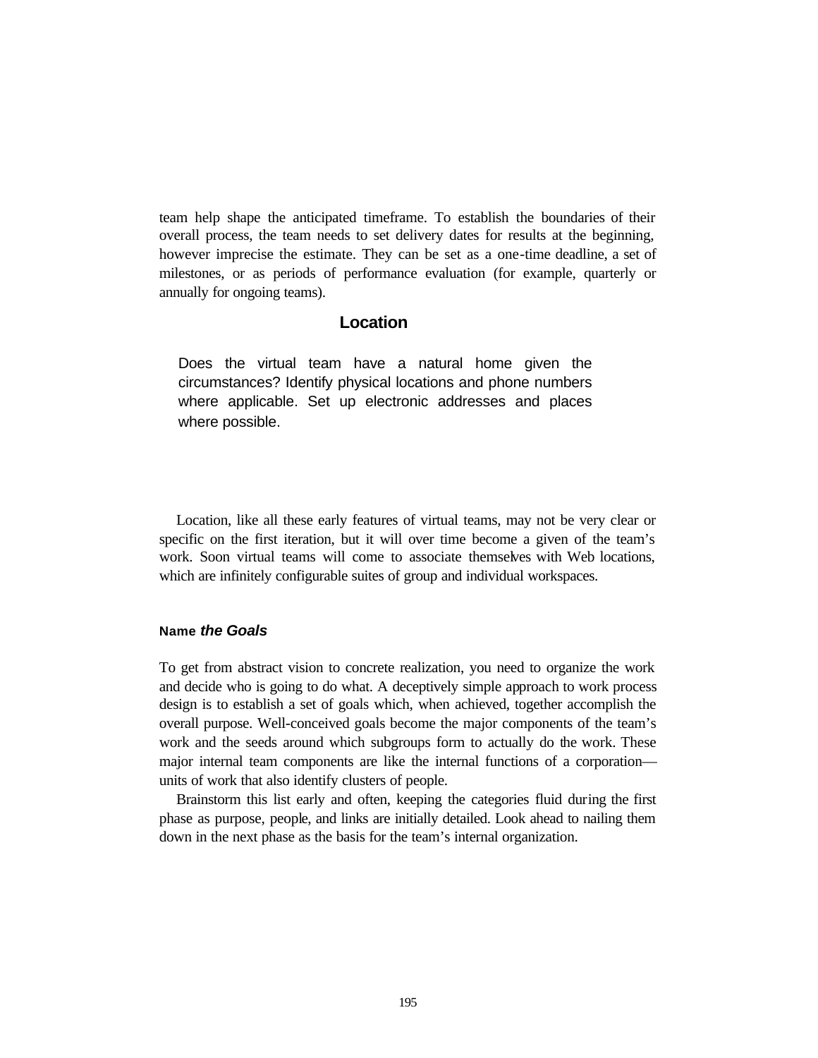team help shape the anticipated timeframe. To establish the boundaries of their overall process, the team needs to set delivery dates for results at the beginning, however imprecise the estimate. They can be set as a one-time deadline, a set of milestones, or as periods of performance evaluation (for example, quarterly or annually for ongoing teams).

## Location

Does the virtual team have a natural home given the circumstances? Identify physical locations and phone numbers where applicable. Set up electronic addresses and places where possible.

Location, like all these early features of virtual teams, may not be very clear or specific on the first iteration, but it will over time become a given of the team's work. Soon virtual teams will come to associate themselves with Web locations, which are infinitely configurable suites of group and individual workspaces.

### Name *the Goals*

To get from abstract vision to concrete realization, you need to organize the work and decide who is going to do what. A deceptively simple approach to work process design is to establish a set of goals which, when achieved, together accomplish the overall purpose. Well-conceived goals become the major components of the team's work and the seeds around which subgroups form to actually do the work. These major internal team components are like the internal functions of a corporation—units of work that also identify clusters of people.

Brainstorm this list early and often, keeping the categories fluid during the first phase as purpose, people, and links are initially detailed. Look ahead to nailing them down in the next phase as the basis for the team's internal organization.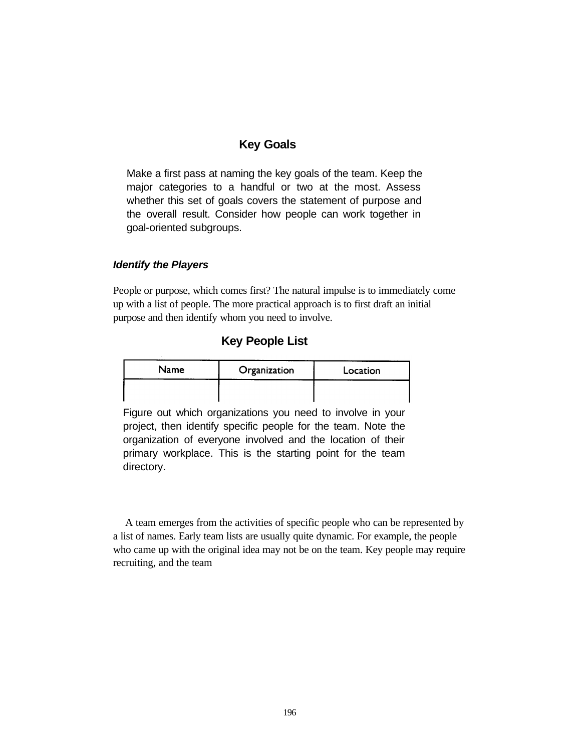### Key Goals

Make a first pass at naming the key goals of the team. Keep the major categories to a handful or two at the most. Assess whether this set of goals covers the statement of purpose and the overall result. Consider how people can work together in goal-oriented subgroups.

***Identify the Players***

People or purpose, which comes first? The natural impulse is to immediately come up with a list of people. The more practical approach is to first draft an initial purpose and then identify whom you need to involve.

### Key People List

| Name | Organization | Location |
| --- | --- | --- |
| | | |

Figure out which organizations you need to involve in your project, then identify specific people for the team. Note the organization of everyone involved and the location of their primary workplace. This is the starting point for the team directory.

A team emerges from the activities of specific people who can be represented by a list of names. Early team lists are usually quite dynamic. For example, the people who came up with the original idea may not be on the team. Key people may require recruiting, and the team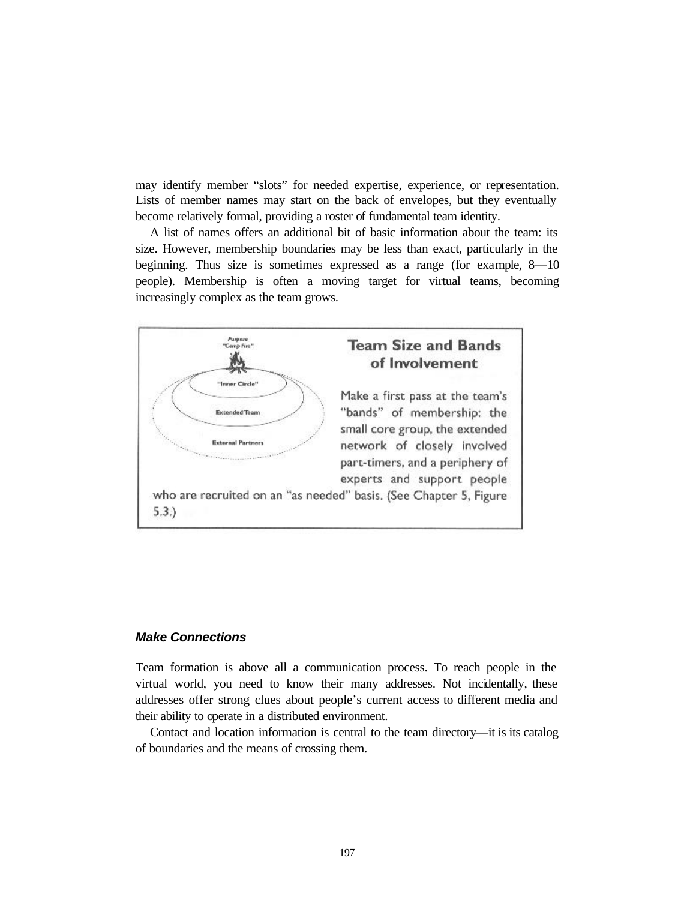may identify member "slots" for needed expertise, experience, or representation. Lists of member names may start on the back of envelopes, but they eventually become relatively formal, providing a roster of fundamental team identity.

A list of names offers an additional bit of basic information about the team: its size. However, membership boundaries may be less than exact, particularly in the beginning. Thus size is sometimes expressed as a range (for example, 8—10 people). Membership is often a moving target for virtual teams, becoming increasingly complex as the team grows.

**Team Size and Bands of Involvement**

Make a first pass at the team's "bands" of membership: the small core group, the extended network of closely involved part-timers, and a periphery of experts and support people who are recruited on an "as needed" basis. (See Chapter 5, Figure 5.3.)

### *Make Connections*

Team formation is above all a communication process. To reach people in the virtual world, you need to know their many addresses. Not incidentally, these addresses offer strong clues about people's current access to different media and their ability to operate in a distributed environment.

Contact and location information is central to the team directory—it is its catalog of boundaries and the means of crossing them.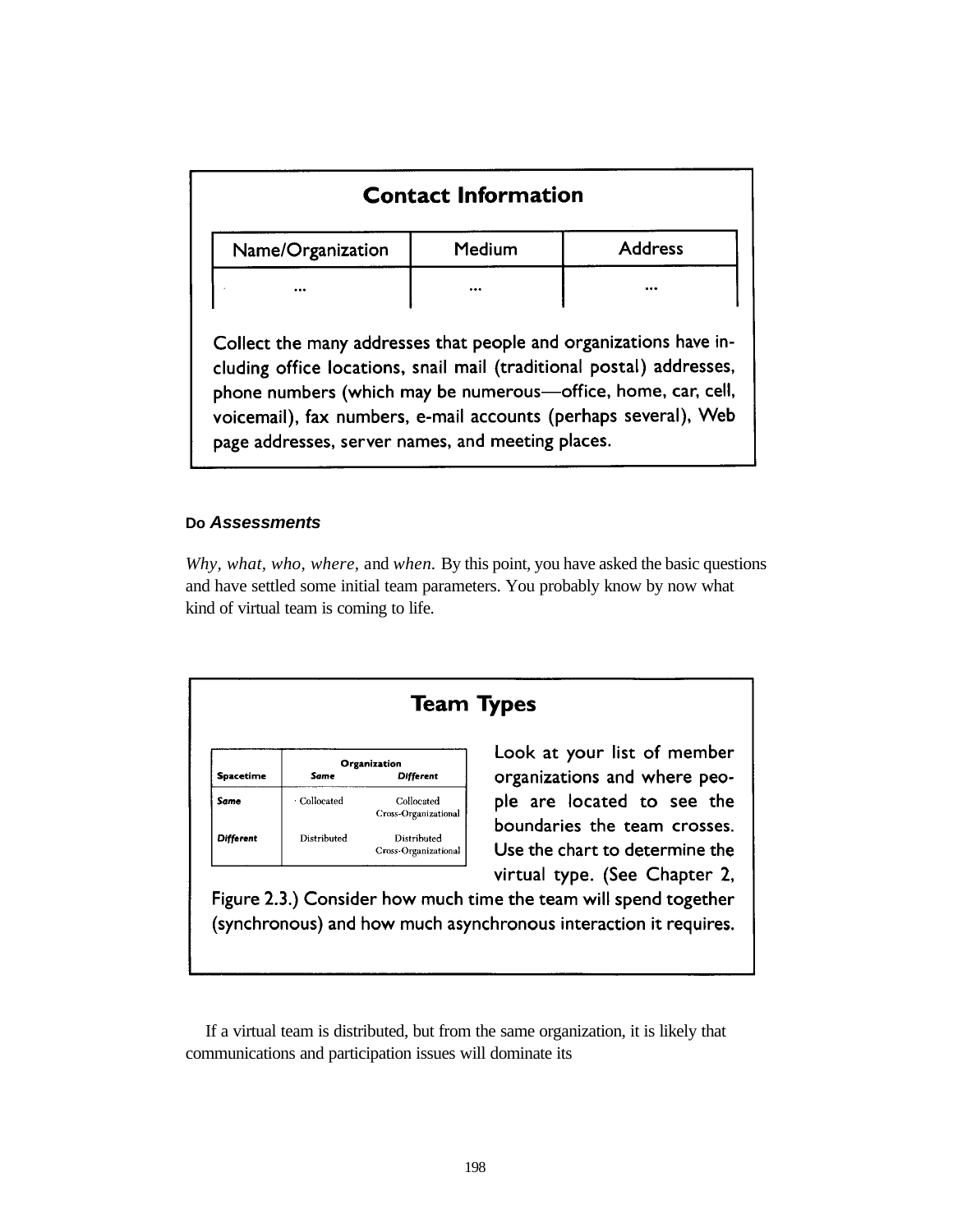### Contact Information

| Name/Organization | Medium | Address |
| --- | --- | --- |
| ... | ... | ... |

Collect the many addresses that people and organizations have including office locations, snail mail (traditional postal) addresses, phone numbers (which may be numerous—office, home, car, cell, voicemail), fax numbers, e-mail accounts (perhaps several), Web page addresses, server names, and meeting places.

**Do *Assessments***

*Why, what, who, where,* and *when.* By this point, you have asked the basic questions and have settled some initial team parameters. You probably know by now what kind of virtual team is coming to life.

### Team Types

| Spacetime | Organization | |
| --- | --- | --- |
| | ***Same*** | ***Different*** |
| ***Same*** | Collocated | Collocated Cross-Organizational |
| ***Different*** | Distributed | Distributed Cross-Organizational |

Look at your list of member organizations and where people are located to see the boundaries the team crosses. Use the chart to determine the virtual type. (See Chapter 2, Figure 2.3.) Consider how much time the team will spend together (synchronous) and how much asynchronous interaction it requires.

If a virtual team is distributed, but from the same organization, it is likely that communications and participation issues will dominate its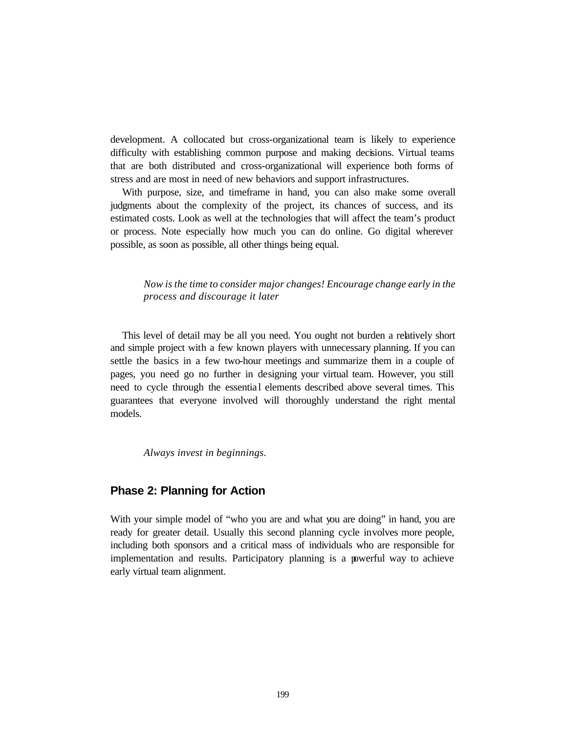development. A collocated but cross-organizational team is likely to experience difficulty with establishing common purpose and making decisions. Virtual teams that are both distributed and cross-organizational will experience both forms of stress and are most in need of new behaviors and support infrastructures.

With purpose, size, and timeframe in hand, you can also make some overall judgments about the complexity of the project, its chances of success, and its estimated costs. Look as well at the technologies that will affect the team's product or process. Note especially how much you can do online. Go digital wherever possible, as soon as possible, all other things being equal.

> *Now is the time to consider major changes! Encourage change early in the process and discourage it later*

This level of detail may be all you need. You ought not burden a relatively short and simple project with a few known players with unnecessary planning. If you can settle the basics in a few two-hour meetings and summarize them in a couple of pages, you need go no further in designing your virtual team. However, you still need to cycle through the essential elements described above several times. This guarantees that everyone involved will thoroughly understand the right mental models.

> *Always invest in beginnings.*

## Phase 2: Planning for Action

With your simple model of "who you are and what you are doing" in hand, you are ready for greater detail. Usually this second planning cycle involves more people, including both sponsors and a critical mass of individuals who are responsible for implementation and results. Participatory planning is a powerful way to achieve early virtual team alignment.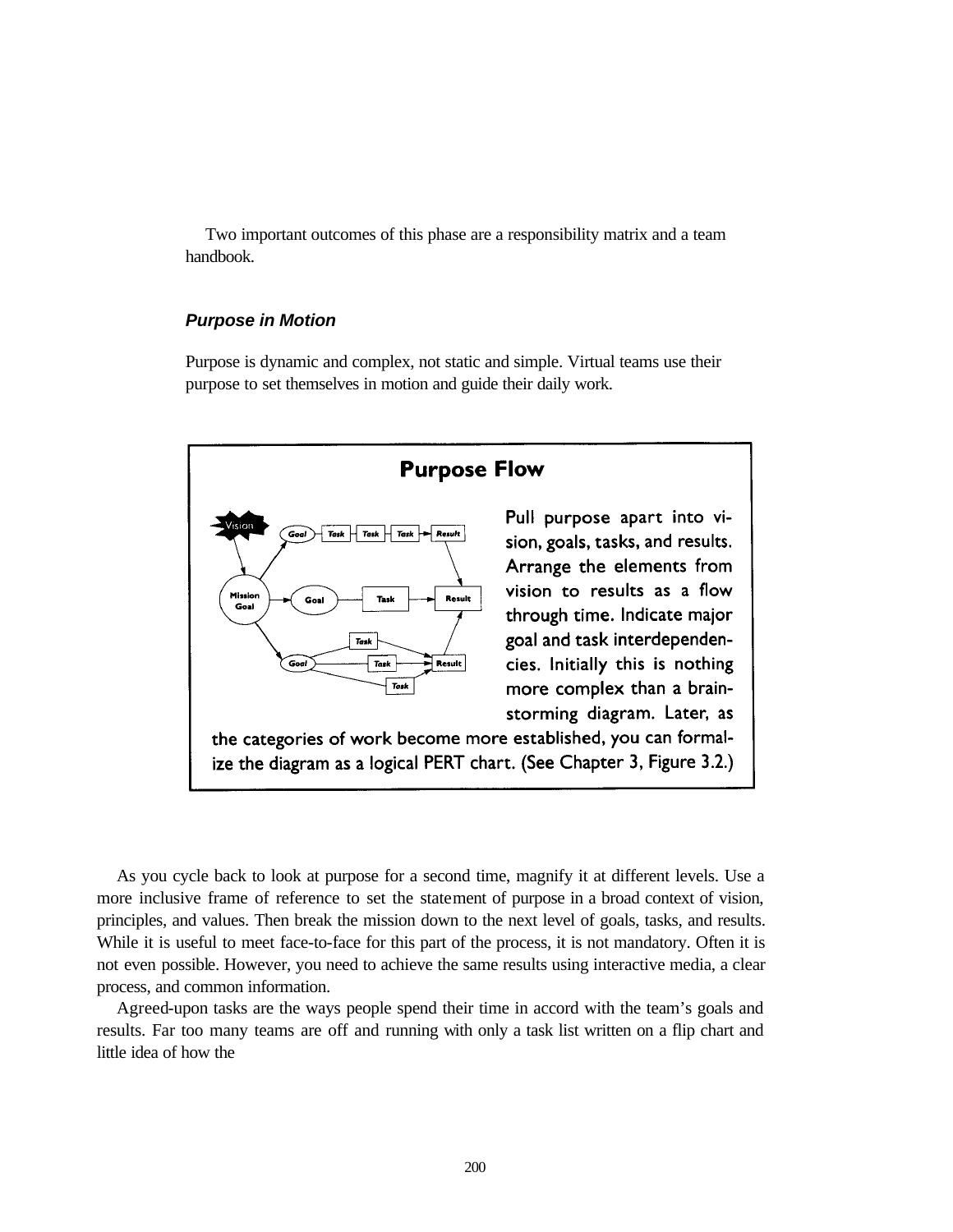Two important outcomes of this phase are a responsibility matrix and a team handbook.

### *Purpose in Motion*

Purpose is dynamic and complex, not static and simple. Virtual teams use their purpose to set themselves in motion and guide their daily work.

**Purpose Flow**

Pull purpose apart into vision, goals, tasks, and results. Arrange the elements from vision to results as a flow through time. Indicate major goal and task interdependencies. Initially this is nothing more complex than a brainstorming diagram. Later, as the categories of work become more established, you can formalize the diagram as a logical PERT chart. (See Chapter 3, Figure 3.2.)

As you cycle back to look at purpose for a second time, magnify it at different levels. Use a more inclusive frame of reference to set the statement of purpose in a broad context of vision, principles, and values. Then break the mission down to the next level of goals, tasks, and results. While it is useful to meet face-to-face for this part of the process, it is not mandatory. Often it is not even possible. However, you need to achieve the same results using interactive media, a clear process, and common information.

Agreed-upon tasks are the ways people spend their time in accord with the team's goals and results. Far too many teams are off and running with only a task list written on a flip chart and little idea of how the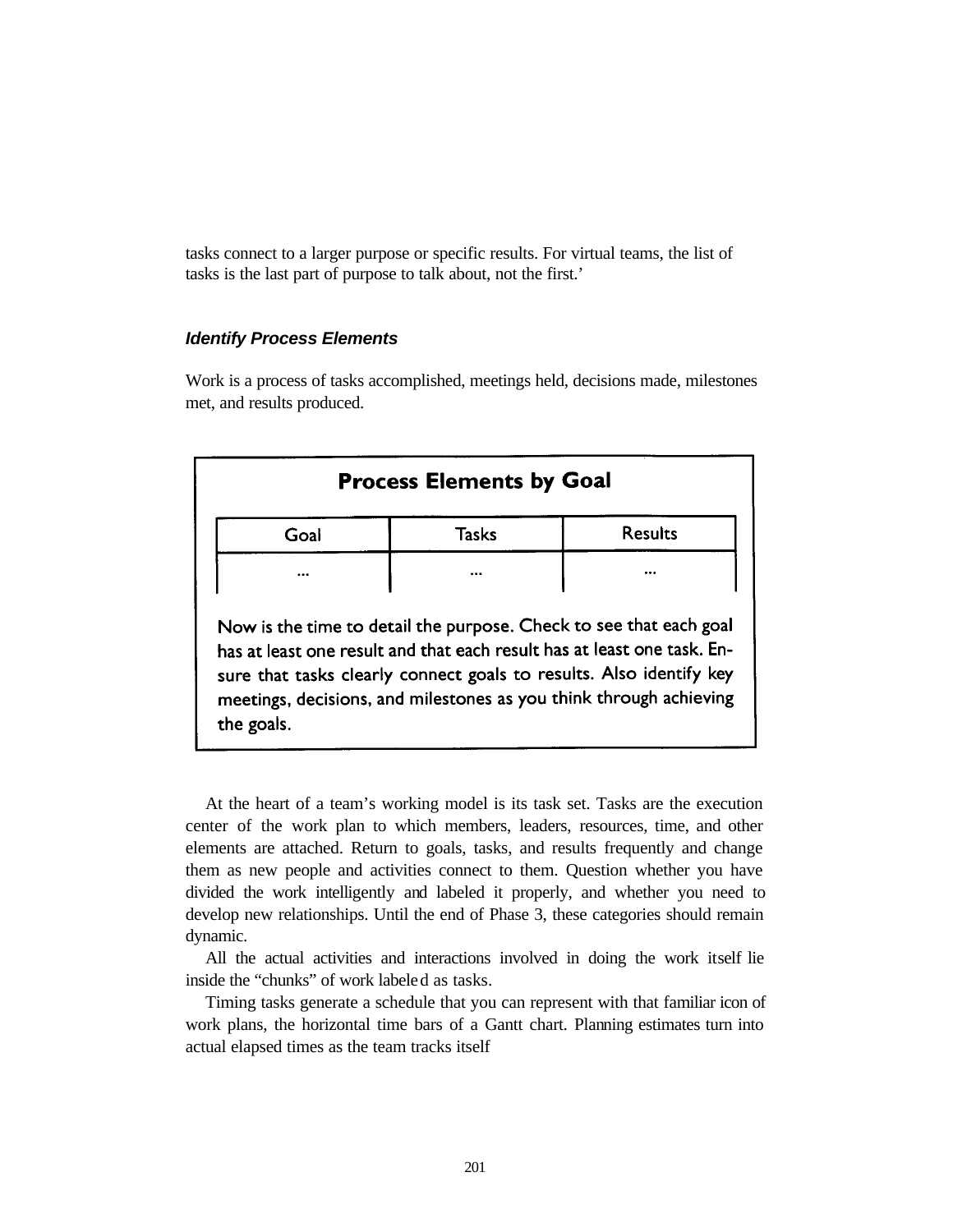tasks connect to a larger purpose or specific results. For virtual teams, the list of tasks is the last part of purpose to talk about, not the first.'

### *Identify Process Elements*

Work is a process of tasks accomplished, meetings held, decisions made, milestones met, and results produced.

**Process Elements by Goal**

| Goal | Tasks | Results |
|---|---|---|
| ... | ... | ... |

Now is the time to detail the purpose. Check to see that each goal has at least one result and that each result has at least one task. Ensure that tasks clearly connect goals to results. Also identify key meetings, decisions, and milestones as you think through achieving the goals.

At the heart of a team's working model is its task set. Tasks are the execution center of the work plan to which members, leaders, resources, time, and other elements are attached. Return to goals, tasks, and results frequently and change them as new people and activities connect to them. Question whether you have divided the work intelligently and labeled it properly, and whether you need to develop new relationships. Until the end of Phase 3, these categories should remain dynamic.

All the actual activities and interactions involved in doing the work itself lie inside the "chunks" of work labeled as tasks.

Timing tasks generate a schedule that you can represent with that familiar icon of work plans, the horizontal time bars of a Gantt chart. Planning estimates turn into actual elapsed times as the team tracks itself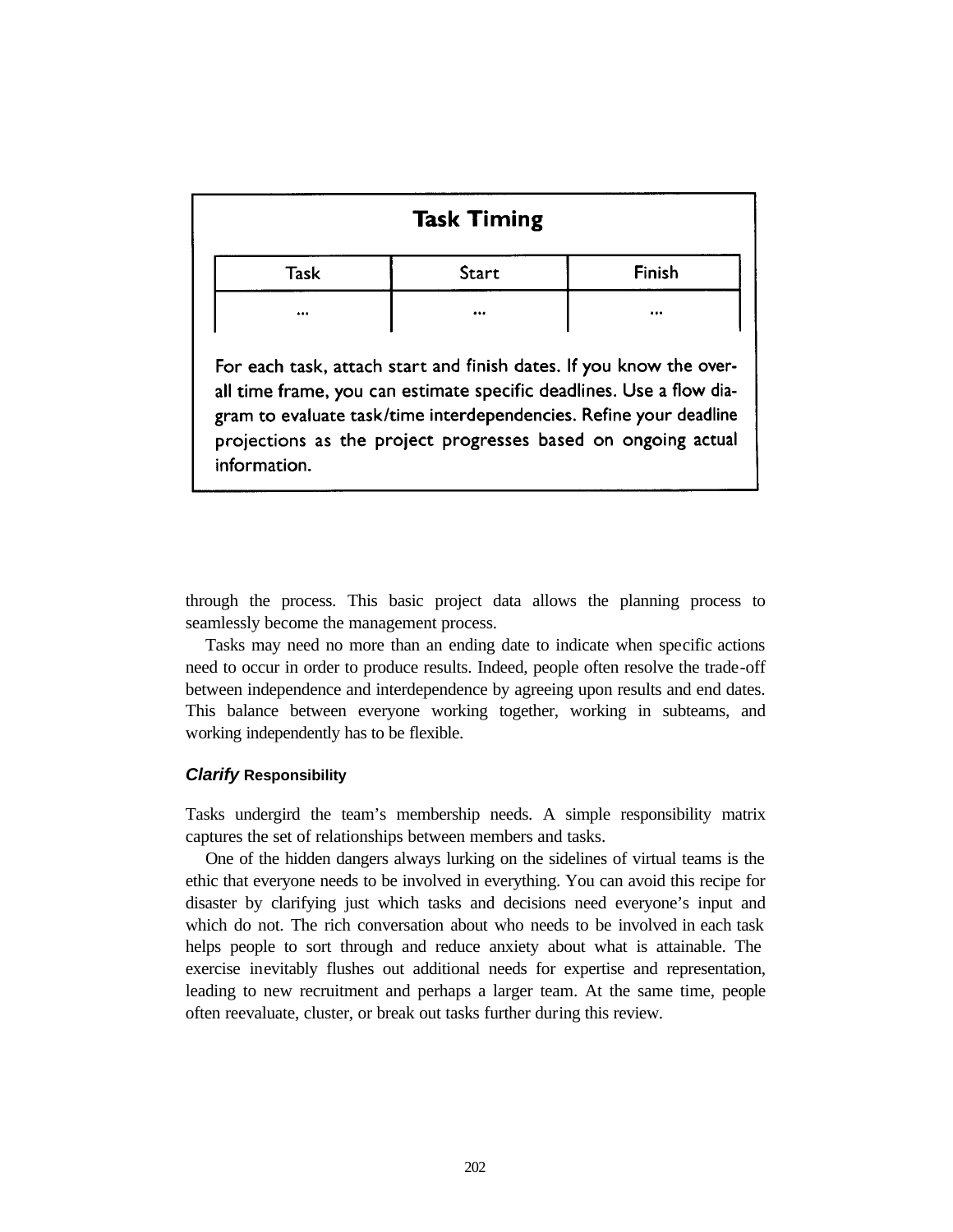**Task Timing**

| Task | Start | Finish |
| --- | --- | --- |
| ... | ... | ... |

For each task, attach start and finish dates. If you know the overall time frame, you can estimate specific deadlines. Use a flow diagram to evaluate task/time interdependencies. Refine your deadline projections as the project progresses based on ongoing actual information.

through the process. This basic project data allows the planning process to seamlessly become the management process.

Tasks may need no more than an ending date to indicate when specific actions need to occur in order to produce results. Indeed, people often resolve the trade-off between independence and interdependence by agreeing upon results and end dates. This balance between everyone working together, working in subteams, and working independently has to be flexible.

### *Clarify* Responsibility

Tasks undergird the team's membership needs. A simple responsibility matrix captures the set of relationships between members and tasks.

One of the hidden dangers always lurking on the sidelines of virtual teams is the ethic that everyone needs to be involved in everything. You can avoid this recipe for disaster by clarifying just which tasks and decisions need everyone's input and which do not. The rich conversation about who needs to be involved in each task helps people to sort through and reduce anxiety about what is attainable. The exercise inevitably flushes out additional needs for expertise and representation, leading to new recruitment and perhaps a larger team. At the same time, people often reevaluate, cluster, or break out tasks further during this review.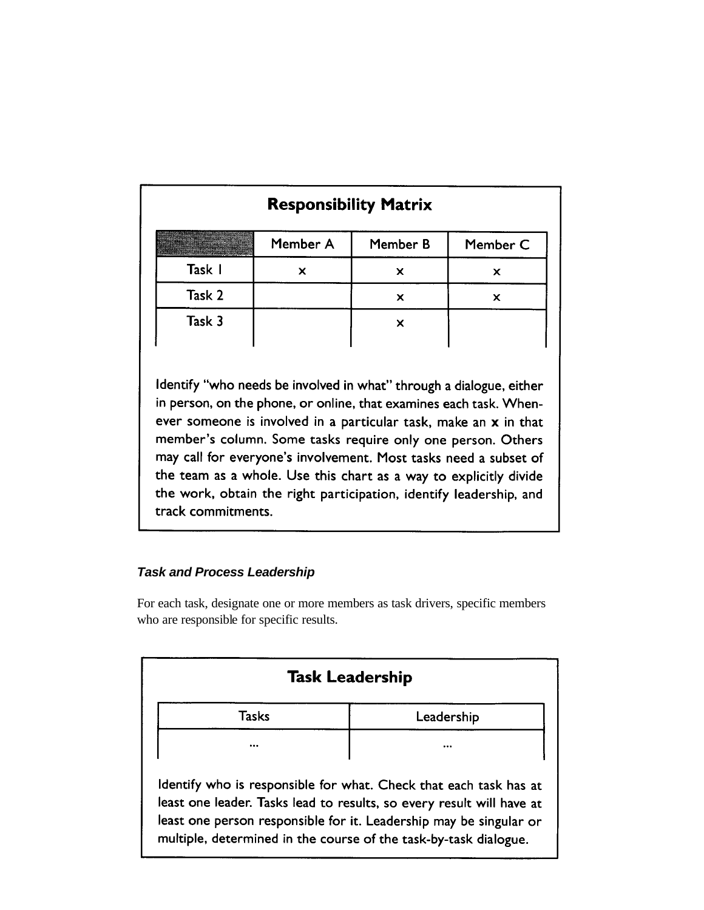### Responsibility Matrix

| | Member A | Member B | Member C |
|---|---|---|---|
| Task 1 | x | x | x |
| Task 2 | | x | x |
| Task 3 | | x | |

Identify "who needs be involved in what" through a dialogue, either in person, on the phone, or online, that examines each task. Whenever someone is involved in a particular task, make an **x** in that member's column. Some tasks require only one person. Others may call for everyone's involvement. Most tasks need a subset of the team as a whole. Use this chart as a way to explicitly divide the work, obtain the right participation, identify leadership, and track commitments.

### *Task and Process Leadership*

For each task, designate one or more members as task drivers, specific members who are responsible for specific results.

### Task Leadership

| Tasks | Leadership |
|---|---|
| ... | ... |

Identify who is responsible for what. Check that each task has at least one leader. Tasks lead to results, so every result will have at least one person responsible for it. Leadership may be singular or multiple, determined in the course of the task-by-task dialogue.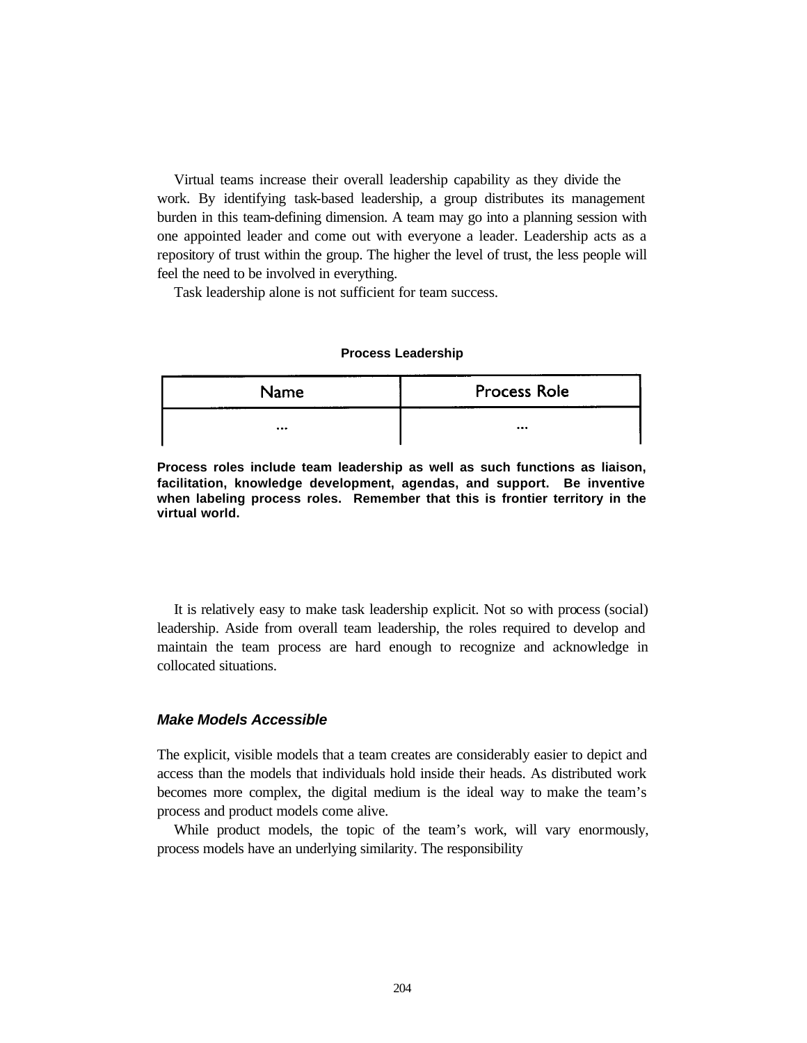Virtual teams increase their overall leadership capability as they divide the work. By identifying task-based leadership, a group distributes its management burden in this team-defining dimension. A team may go into a planning session with one appointed leader and come out with everyone a leader. Leadership acts as a repository of trust within the group. The higher the level of trust, the less people will feel the need to be involved in everything.

Task leadership alone is not sufficient for team success.

**Process Leadership**

| Name | Process Role |
| --- | --- |
| ... | ... |

**Process roles include team leadership as well as such functions as liaison, facilitation, knowledge development, agendas, and support. Be inventive when labeling process roles. Remember that this is frontier territory in the virtual world.**

It is relatively easy to make task leadership explicit. Not so with process (social) leadership. Aside from overall team leadership, the roles required to develop and maintain the team process are hard enough to recognize and acknowledge in collocated situations.

### *Make Models Accessible*

The explicit, visible models that a team creates are considerably easier to depict and access than the models that individuals hold inside their heads. As distributed work becomes more complex, the digital medium is the ideal way to make the team's process and product models come alive.

While product models, the topic of the team's work, will vary enormously, process models have an underlying similarity. The responsibility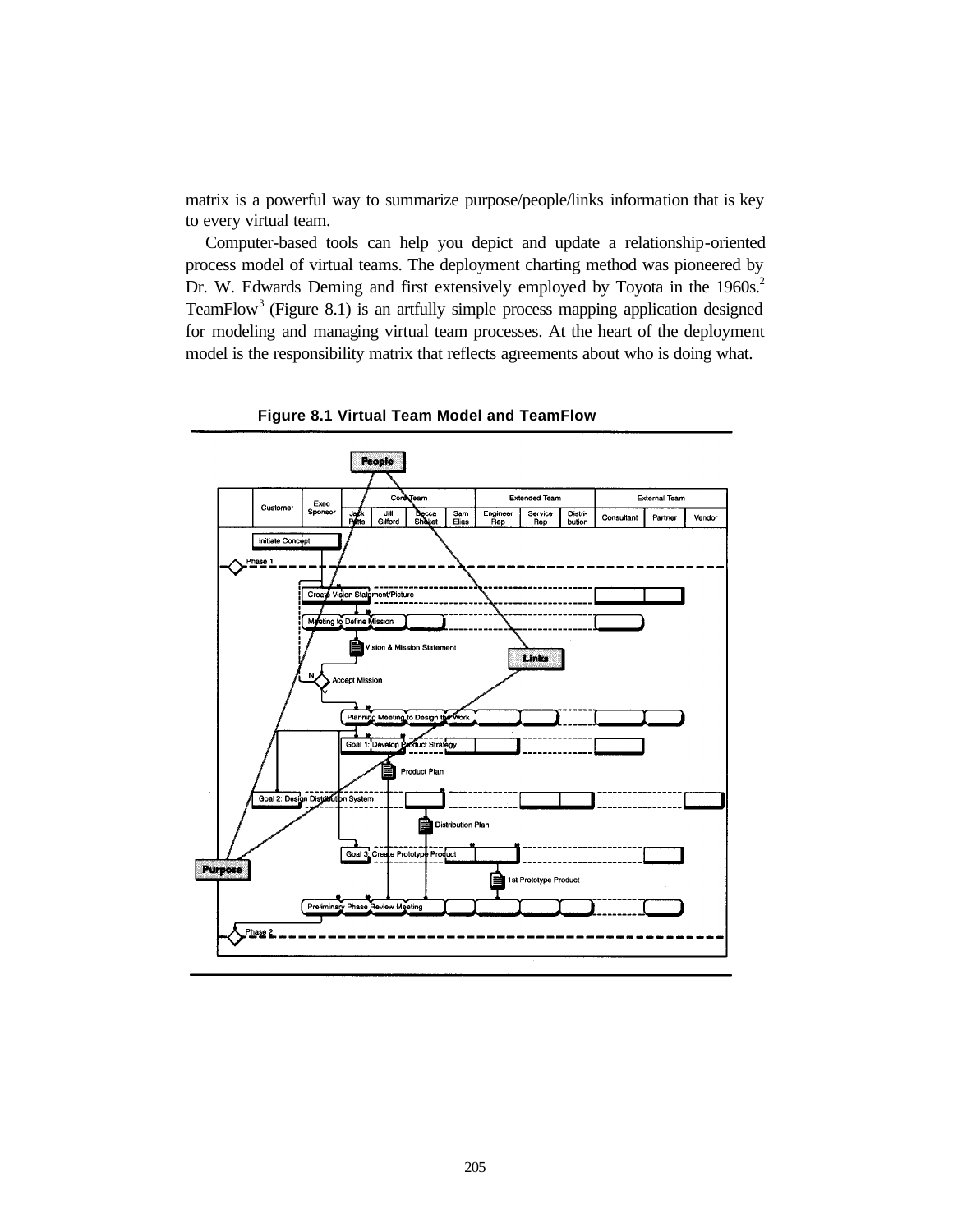matrix is a powerful way to summarize purpose/people/links information that is key to every virtual team.

Computer-based tools can help you depict and update a relationship-oriented process model of virtual teams. The deployment charting method was pioneered by Dr. W. Edwards Deming and first extensively employed by Toyota in the 1960s.[2] TeamFlow[3] (Figure 8.1) is an artfully simple process mapping application designed for modeling and managing virtual team processes. At the heart of the deployment model is the responsibility matrix that reflects agreements about who is doing what.

**Figure 8.1 Virtual Team Model and TeamFlow**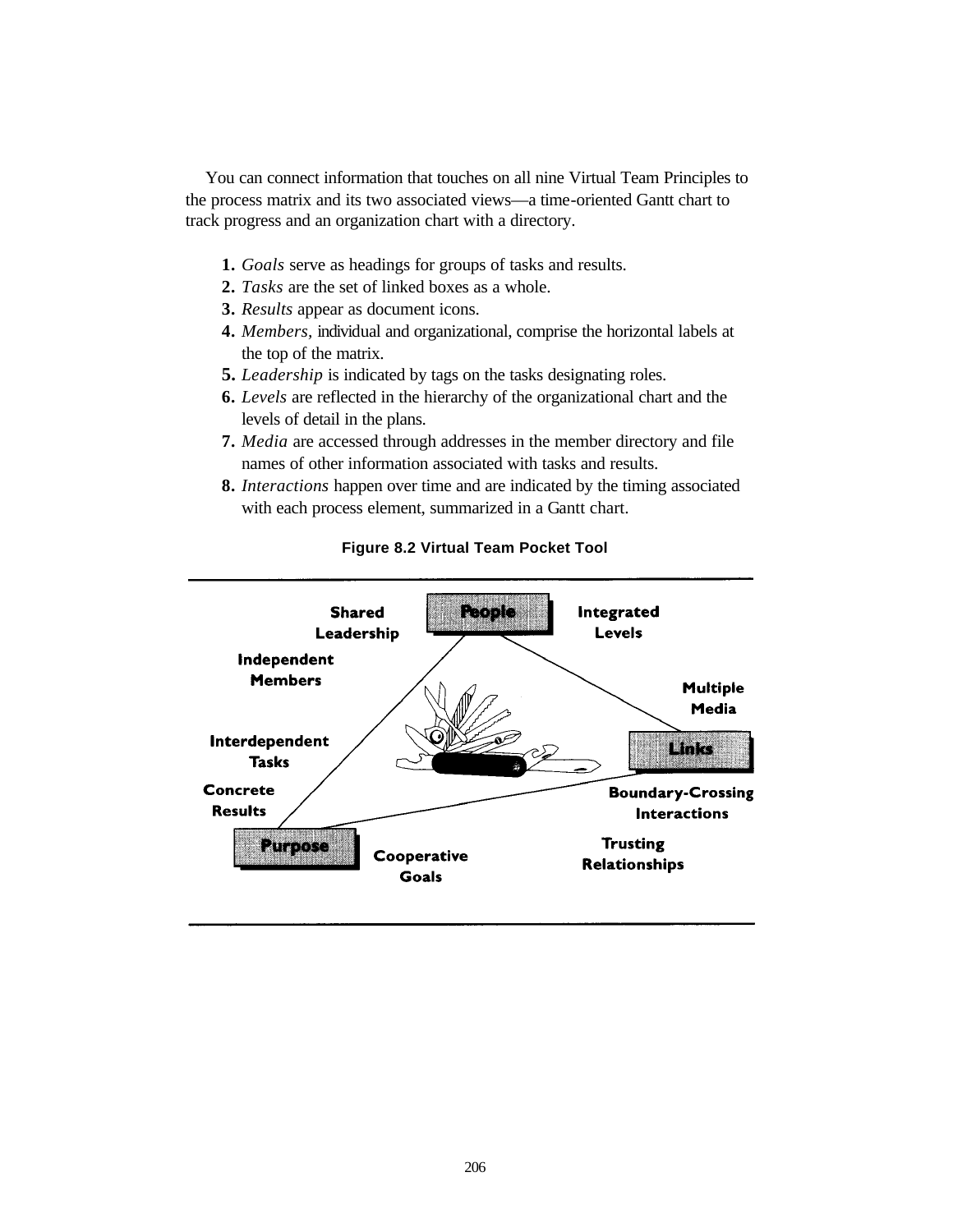You can connect information that touches on all nine Virtual Team Principles to the process matrix and its two associated views—a time-oriented Gantt chart to track progress and an organization chart with a directory.

1. *Goals* serve as headings for groups of tasks and results.
2. *Tasks* are the set of linked boxes as a whole.
3. *Results* appear as document icons.
4. *Members,* individual and organizational, comprise the horizontal labels at the top of the matrix.
5. *Leadership* is indicated by tags on the tasks designating roles.
6. *Levels* are reflected in the hierarchy of the organizational chart and the levels of detail in the plans.
7. *Media* are accessed through addresses in the member directory and file names of other information associated with tasks and results.
8. *Interactions* happen over time and are indicated by the timing associated with each process element, summarized in a Gantt chart.

**Figure 8.2 Virtual Team Pocket Tool**

**People**: Shared Leadership, Integrated Levels, Independent Members

**Links**: Multiple Media, Boundary-Crossing Interactions, Trusting Relationships

**Purpose**: Interdependent Tasks, Concrete Results, Cooperative Goals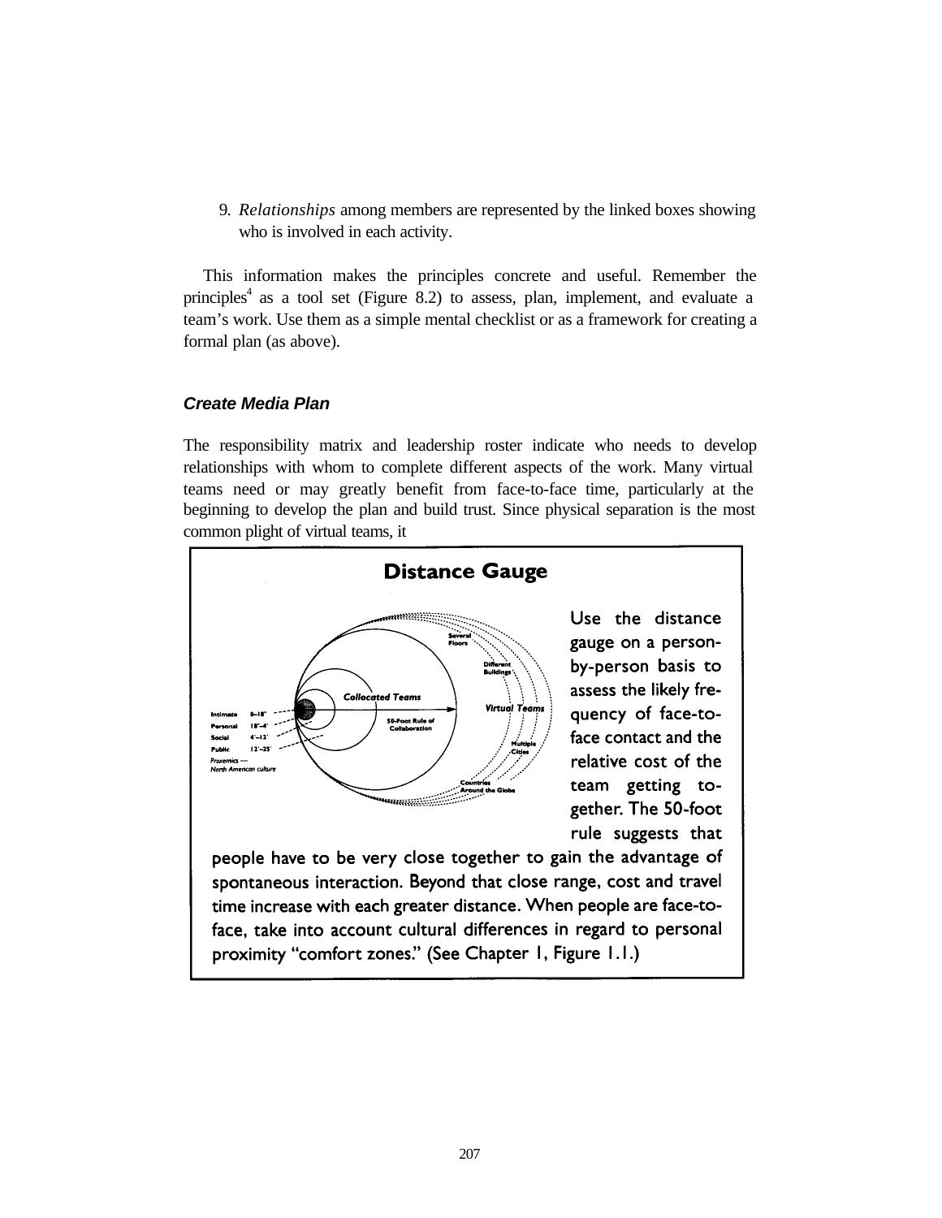9. *Relationships* among members are represented by the linked boxes showing who is involved in each activity.

This information makes the principles concrete and useful. Remember the principles[4] as a tool set (Figure 8.2) to assess, plan, implement, and evaluate a team's work. Use them as a simple mental checklist or as a framework for creating a formal plan (as above).

### *Create Media Plan*

The responsibility matrix and leadership roster indicate who needs to develop relationships with whom to complete different aspects of the work. Many virtual teams need or may greatly benefit from face-to-face time, particularly at the beginning to develop the plan and build trust. Since physical separation is the most common plight of virtual teams, it

**Distance Gauge**

Intimate 0–18"
Personal 18"–4'
Social 4'–12'
Public 12'–25'
*Proxemics — North American culture*

*Collocated Teams*
50-Foot Rule of Collaboration
*Virtual Teams*
Several Floors
Different Buildings
Multiple Cities
Countries Around the Globe

Use the distance gauge on a person-by-person basis to assess the likely frequency of face-to-face contact and the relative cost of the team getting together. The 50-foot rule suggests that people have to be very close together to gain the advantage of spontaneous interaction. Beyond that close range, cost and travel time increase with each greater distance. When people are face-to-face, take into account cultural differences in regard to personal proximity "comfort zones." (See Chapter 1, Figure 1.1.)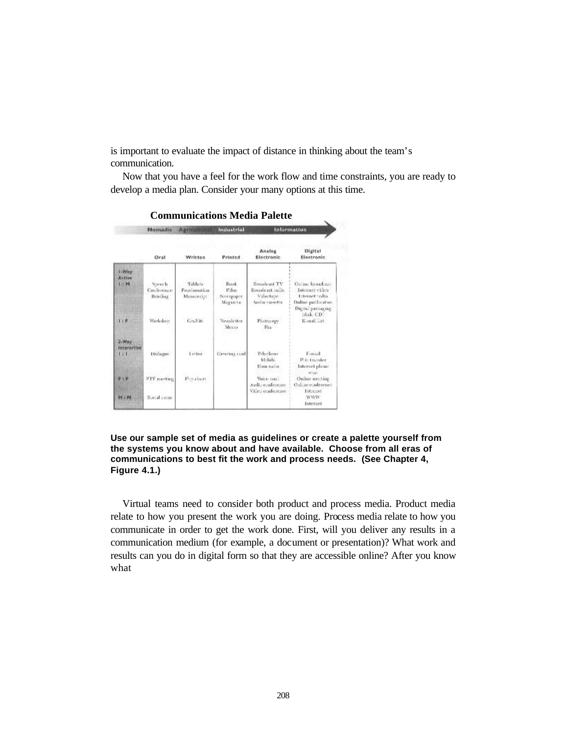is important to evaluate the impact of distance in thinking about the team's communication.

Now that you have a feel for the work flow and time constraints, you are ready to develop a media plan. Consider your many options at this time.

**Communications Media Palette**

| | Nomadic | Agricultural | Industrial | Information | |
|---|---|---|---|---|---|
| | Oral | Written | Printed | Analog Electronic | Digital Electronic |
| 1-Way Active 1 : M | Speech Conference Briefing | Tablets Proclamation Manuscript | Book Film Newspaper Magazine | Broadcast TV Broadcast audio Videotape Audio cassette | Online broadcast Internet video Internet radio Online publication Digital packaging (disk, CD) |
| 1 : F | Workshop | Graffiti | Newsletter Memo | Photocopy Fax | E-mail List |
| 2-Way Interactive 1 : 1 | Dialogue | Letter | Greeting card | Telephone Mobile Ham radio | E-mail File transfer Internet phone chat |
| F : F | FTF meeting | Flip chart | | Voice mail Audio conference Video conference | Online meeting Online conference Intranet |
| M : M | Social event | | | | WWW Internet |

**Use our sample set of media as guidelines or create a palette yourself from the systems you know about and have available. Choose from all eras of communications to best fit the work and process needs. (See Chapter 4, Figure 4.1.)**

Virtual teams need to consider both product and process media. Product media relate to how you present the work you are doing. Process media relate to how you communicate in order to get the work done. First, will you deliver any results in a communication medium (for example, a document or presentation)? What work and results can you do in digital form so that they are accessible online? After you know what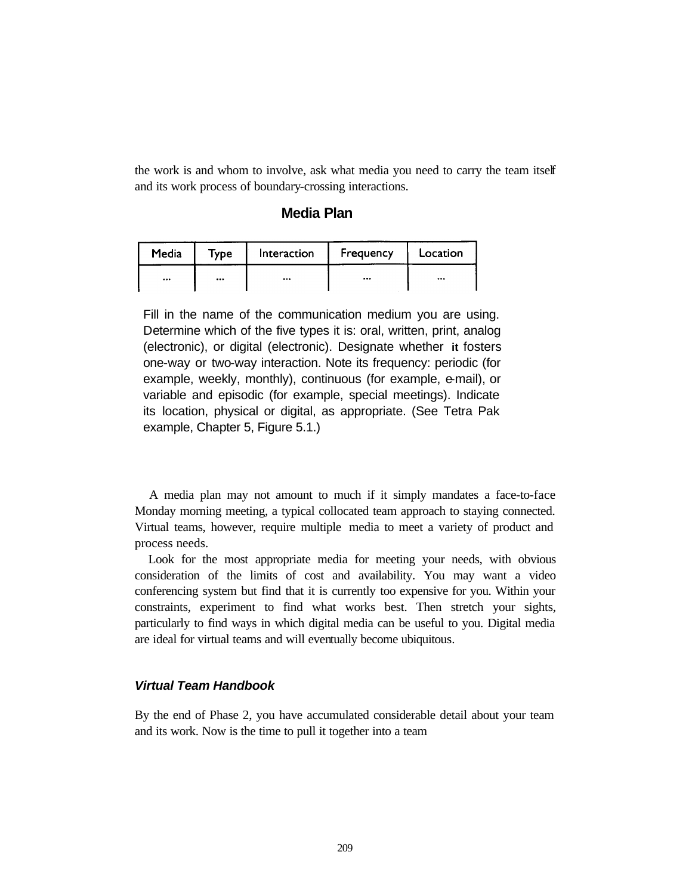the work is and whom to involve, ask what media you need to carry the team itself and its work process of boundary-crossing interactions.

### Media Plan

| Media | Type | Interaction | Frequency | Location |
|---|---|---|---|---|
| ... | ... | ... | ... | ... |

Fill in the name of the communication medium you are using. Determine which of the five types it is: oral, written, print, analog (electronic), or digital (electronic). Designate whether it fosters one-way or two-way interaction. Note its frequency: periodic (for example, weekly, monthly), continuous (for example, e-mail), or variable and episodic (for example, special meetings). Indicate its location, physical or digital, as appropriate. (See Tetra Pak example, Chapter 5, Figure 5.1.)

A media plan may not amount to much if it simply mandates a face-to-face Monday morning meeting, a typical collocated team approach to staying connected. Virtual teams, however, require multiple media to meet a variety of product and process needs.

Look for the most appropriate media for meeting your needs, with obvious consideration of the limits of cost and availability. You may want a video conferencing system but find that it is currently too expensive for you. Within your constraints, experiment to find what works best. Then stretch your sights, particularly to find ways in which digital media can be useful to you. Digital media are ideal for virtual teams and will eventually become ubiquitous.

### *Virtual Team Handbook*

By the end of Phase 2, you have accumulated considerable detail about your team and its work. Now is the time to pull it together into a team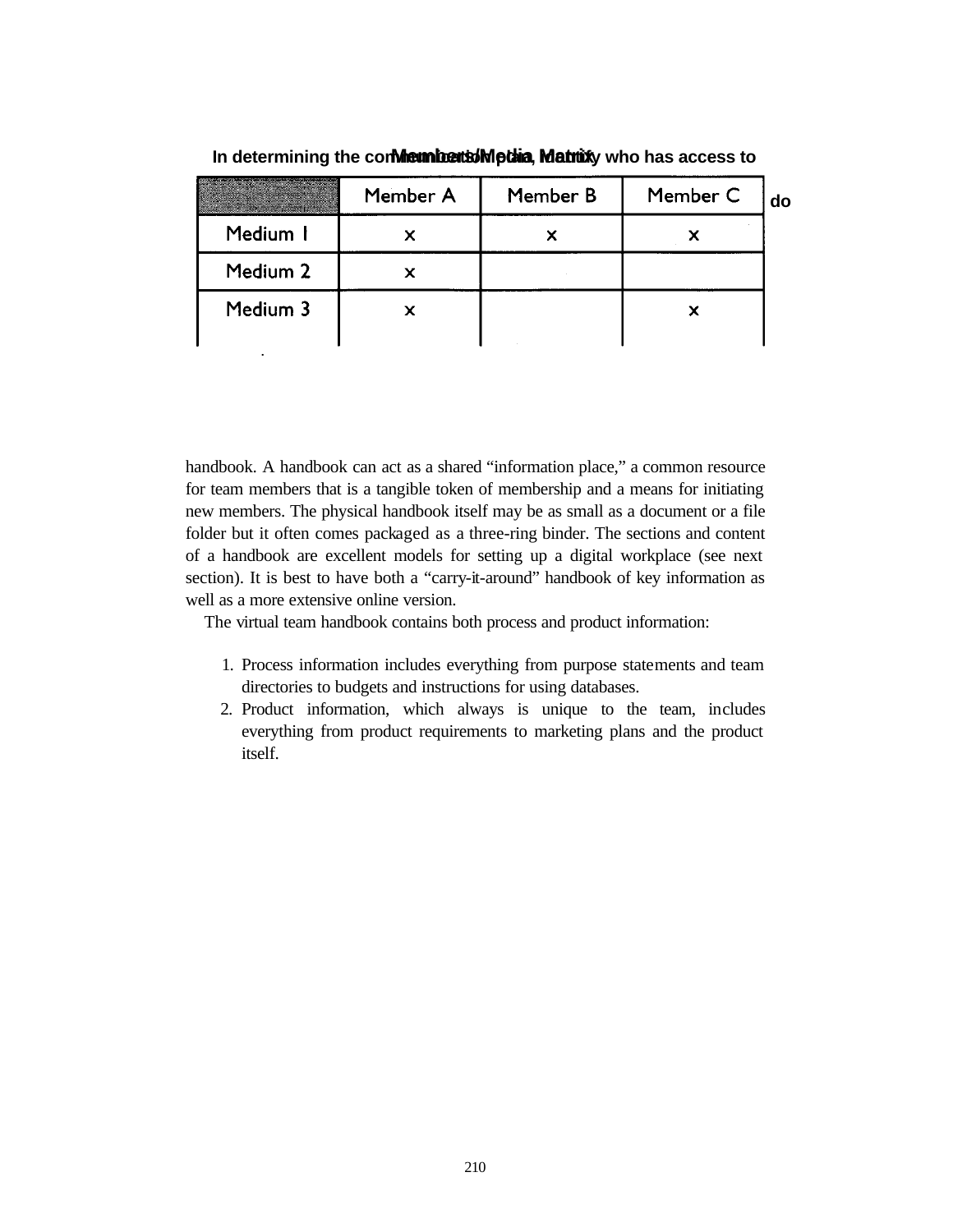In determining the communications plan, identify who has access to ... do

**Members/Media Matrix**

| | Member A | Member B | Member C |
|---|---|---|---|
| Medium 1 | x | x | x |
| Medium 2 | x | | |
| Medium 3 | x | | x |

handbook. A handbook can act as a shared "information place," a common resource for team members that is a tangible token of membership and a means for initiating new members. The physical handbook itself may be as small as a document or a file folder but it often comes packaged as a three-ring binder. The sections and content of a handbook are excellent models for setting up a digital workplace (see next section). It is best to have both a "carry-it-around" handbook of key information as well as a more extensive online version.

The virtual team handbook contains both process and product information:

1. Process information includes everything from purpose statements and team directories to budgets and instructions for using databases.
2. Product information, which always is unique to the team, includes everything from product requirements to marketing plans and the product itself.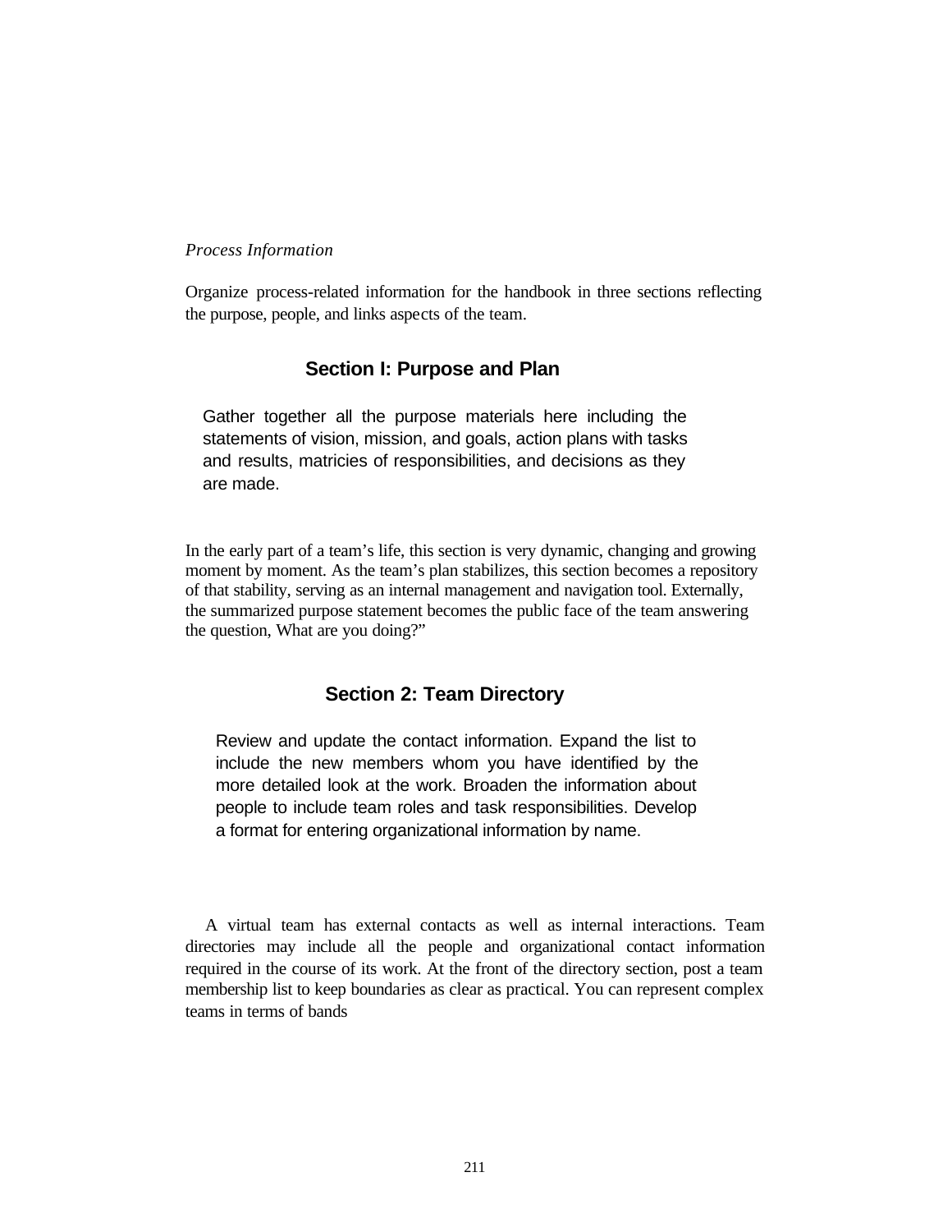*Process Information*

Organize process-related information for the handbook in three sections reflecting the purpose, people, and links aspects of the team.

## Section I: Purpose and Plan

Gather together all the purpose materials here including the statements of vision, mission, and goals, action plans with tasks and results, matricies of responsibilities, and decisions as they are made.

In the early part of a team's life, this section is very dynamic, changing and growing moment by moment. As the team's plan stabilizes, this section becomes a repository of that stability, serving as an internal management and navigation tool. Externally, the summarized purpose statement becomes the public face of the team answering the question, What are you doing?"

## Section 2: Team Directory

Review and update the contact information. Expand the list to include the new members whom you have identified by the more detailed look at the work. Broaden the information about people to include team roles and task responsibilities. Develop a format for entering organizational information by name.

A virtual team has external contacts as well as internal interactions. Team directories may include all the people and organizational contact information required in the course of its work. At the front of the directory section, post a team membership list to keep boundaries as clear as practical. You can represent complex teams in terms of bands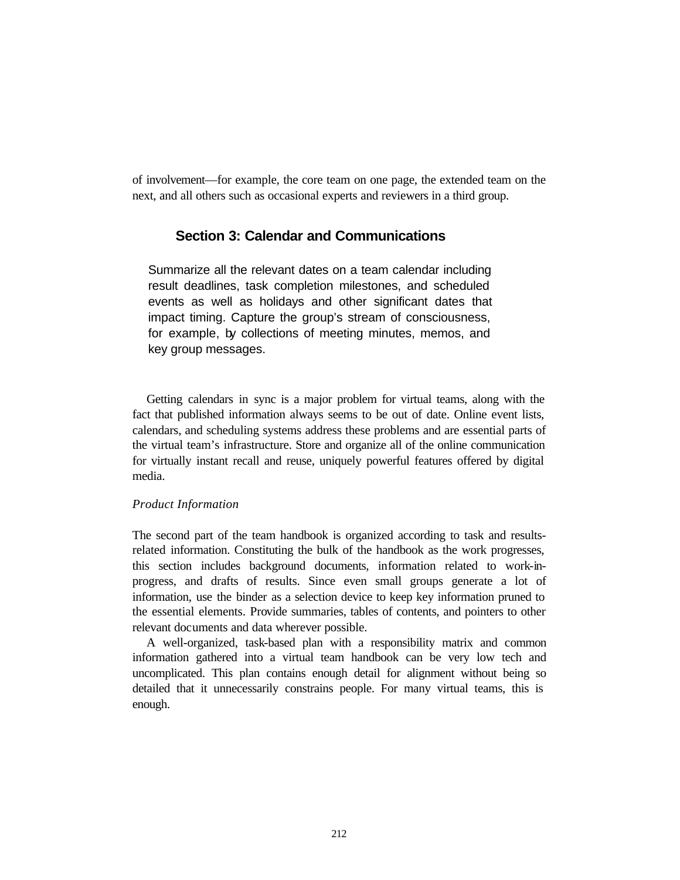of involvement—for example, the core team on one page, the extended team on the next, and all others such as occasional experts and reviewers in a third group.

### Section 3: Calendar and Communications

> Summarize all the relevant dates on a team calendar including result deadlines, task completion milestones, and scheduled events as well as holidays and other significant dates that impact timing. Capture the group's stream of consciousness, for example, by collections of meeting minutes, memos, and key group messages.

Getting calendars in sync is a major problem for virtual teams, along with the fact that published information always seems to be out of date. Online event lists, calendars, and scheduling systems address these problems and are essential parts of the virtual team's infrastructure. Store and organize all of the online communication for virtually instant recall and reuse, uniquely powerful features offered by digital media.

*Product Information*

The second part of the team handbook is organized according to task and results-related information. Constituting the bulk of the handbook as the work progresses, this section includes background documents, information related to work-in-progress, and drafts of results. Since even small groups generate a lot of information, use the binder as a selection device to keep key information pruned to the essential elements. Provide summaries, tables of contents, and pointers to other relevant documents and data wherever possible.

A well-organized, task-based plan with a responsibility matrix and common information gathered into a virtual team handbook can be very low tech and uncomplicated. This plan contains enough detail for alignment without being so detailed that it unnecessarily constrains people. For many virtual teams, this is enough.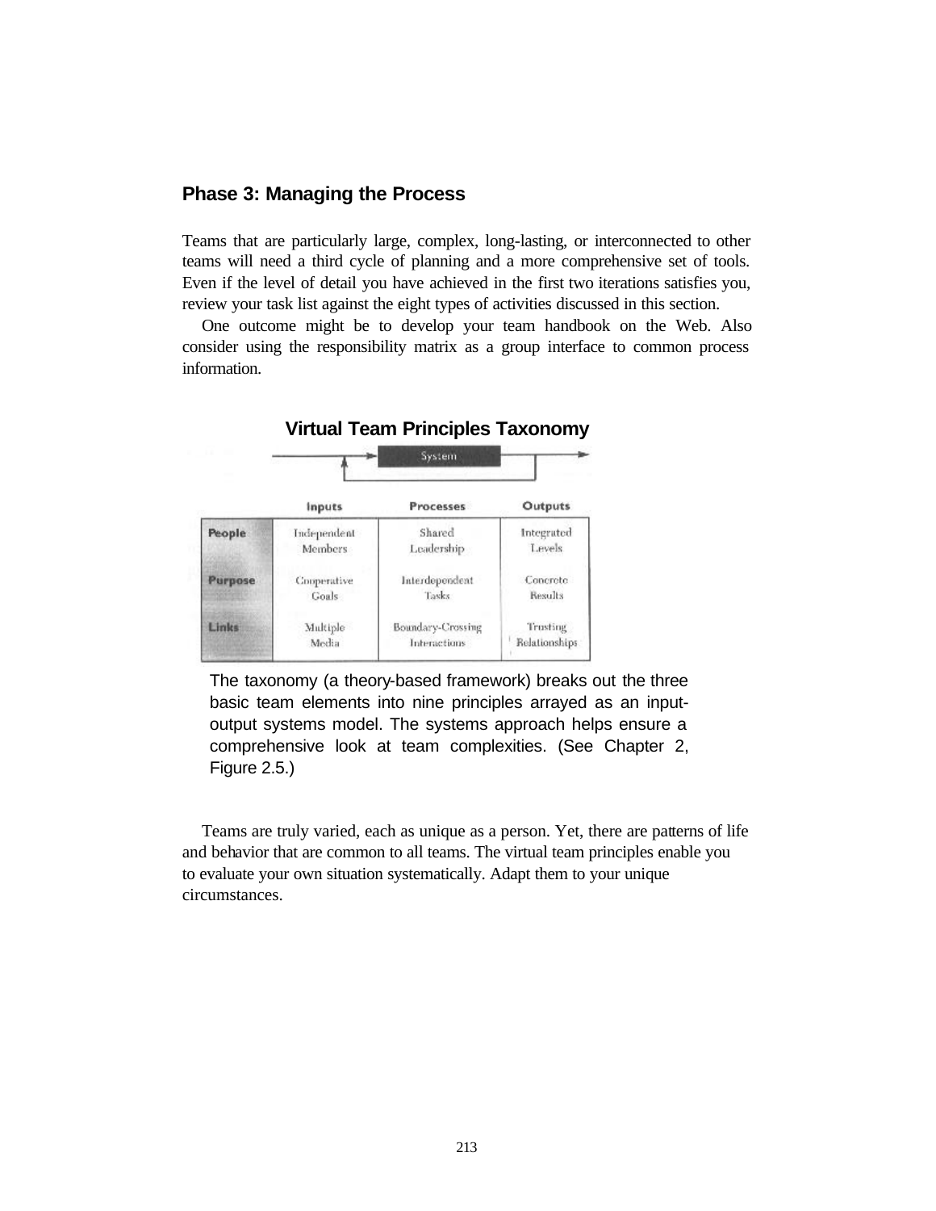## Phase 3: Managing the Process

Teams that are particularly large, complex, long-lasting, or interconnected to other teams will need a third cycle of planning and a more comprehensive set of tools. Even if the level of detail you have achieved in the first two iterations satisfies you, review your task list against the eight types of activities discussed in this section.

One outcome might be to develop your team handbook on the Web. Also consider using the responsibility matrix as a group interface to common process information.

### Virtual Team Principles Taxonomy

System

| | Inputs | Processes | Outputs |
|---|---|---|---|
| **People** | Independent Members | Shared Leadership | Integrated Levels |
| **Purpose** | Cooperative Goals | Interdependent Tasks | Concrete Results |
| **Links** | Multiple Media | Boundary-Crossing Interactions | Trusting Relationships |

The taxonomy (a theory-based framework) breaks out the three basic team elements into nine principles arrayed as an input-output systems model. The systems approach helps ensure a comprehensive look at team complexities. (See Chapter 2, Figure 2.5.)

Teams are truly varied, each as unique as a person. Yet, there are patterns of life and behavior that are common to all teams. The virtual team principles enable you to evaluate your own situation systematically. Adapt them to your unique circumstances.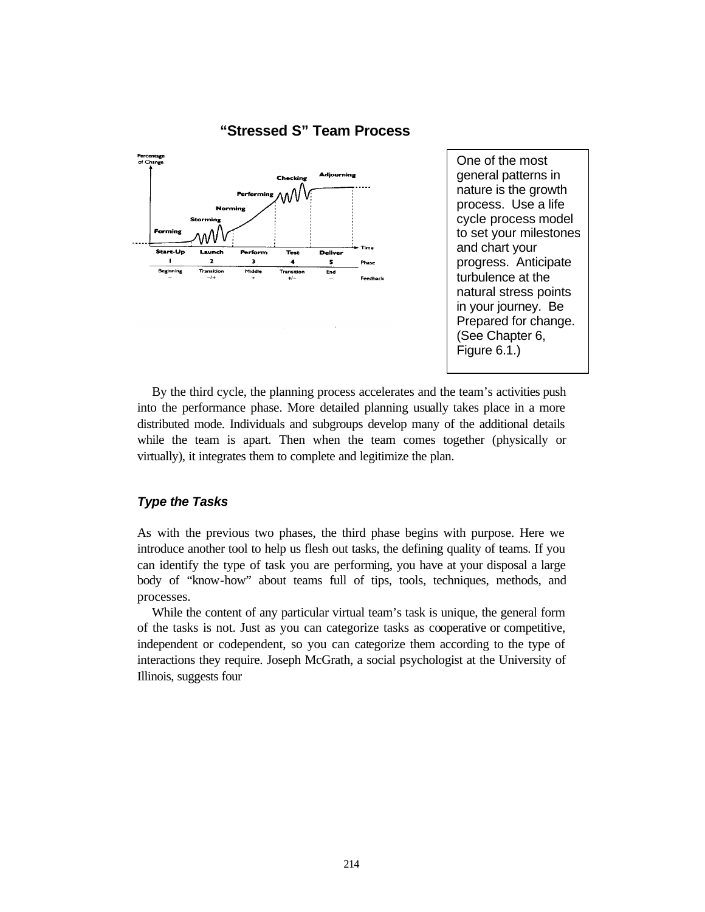**“Stressed S” Team Process**

| Start-Up | Launch | Perform | Test | Deliver | |
|---|---|---|---|---|---|
| 1 | 2 | 3 | 4 | 5 | Phase |
| Beginning – | Transition –/+ | Middle + | Transition +/– | End – | Feedback |

One of the most general patterns in nature is the growth process. Use a life cycle process model to set your milestones and chart your progress. Anticipate turbulence at the natural stress points in your journey. Be Prepared for change. (See Chapter 6, Figure 6.1.)

By the third cycle, the planning process accelerates and the team’s activities push into the performance phase. More detailed planning usually takes place in a more distributed mode. Individuals and subgroups develop many of the additional details while the team is apart. Then when the team comes together (physically or virtually), it integrates them to complete and legitimize the plan.

### *Type the Tasks*

As with the previous two phases, the third phase begins with purpose. Here we introduce another tool to help us flesh out tasks, the defining quality of teams. If you can identify the type of task you are performing, you have at your disposal a large body of “know-how” about teams full of tips, tools, techniques, methods, and processes.

While the content of any particular virtual team’s task is unique, the general form of the tasks is not. Just as you can categorize tasks as cooperative or competitive, independent or codependent, so you can categorize them according to the type of interactions they require. Joseph McGrath, a social psychologist at the University of Illinois, suggests four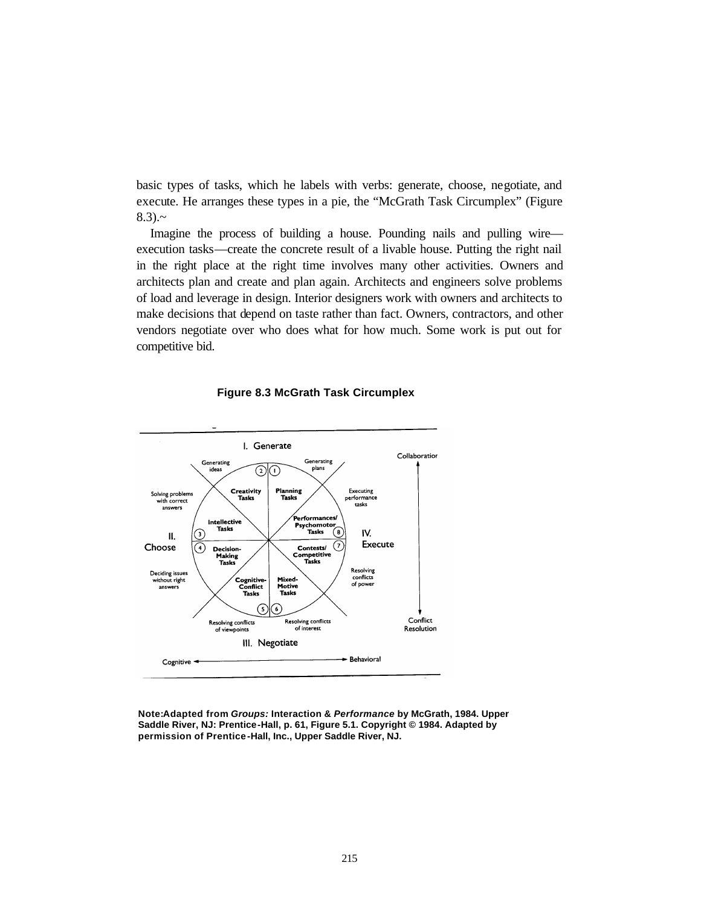basic types of tasks, which he labels with verbs: generate, choose, negotiate, and execute. He arranges these types in a pie, the "McGrath Task Circumplex" (Figure 8.3).~

Imagine the process of building a house. Pounding nails and pulling wire—execution tasks—create the concrete result of a livable house. Putting the right nail in the right place at the right time involves many other activities. Owners and architects plan and create and plan again. Architects and engineers solve problems of load and leverage in design. Interior designers work with owners and architects to make decisions that depend on taste rather than fact. Owners, contractors, and other vendors negotiate over who does what for how much. Some work is put out for competitive bid.

**Figure 8.3 McGrath Task Circumplex**

I. Generate

Generating ideas — 2 Creativity Tasks

Generating plans — 1 Planning Tasks

Executing performance tasks — 8 Performances/ Psychomotor Tasks

IV. Execute

Resolving conflicts of power — 7 Contests/ Competitive Tasks

Resolving conflicts of interest — 6 Mixed-Motive Tasks

III. Negotiate

Resolving conflicts of viewpoints — 5 Cognitive-Conflict Tasks

Deciding issues without right answers — 4 Decision-Making Tasks

II. Choose

Solving problems with correct answers — 3 Intellective Tasks

Collaboration ↔ Conflict Resolution

Cognitive ↔ Behavioral

**Note:Adapted from *Groups:* Interaction & *Performance* by McGrath, 1984. Upper Saddle River, NJ: Prentice-Hall, p. 61, Figure 5.1. Copyright © 1984. Adapted by permission of Prentice-Hall, Inc., Upper Saddle River, NJ.**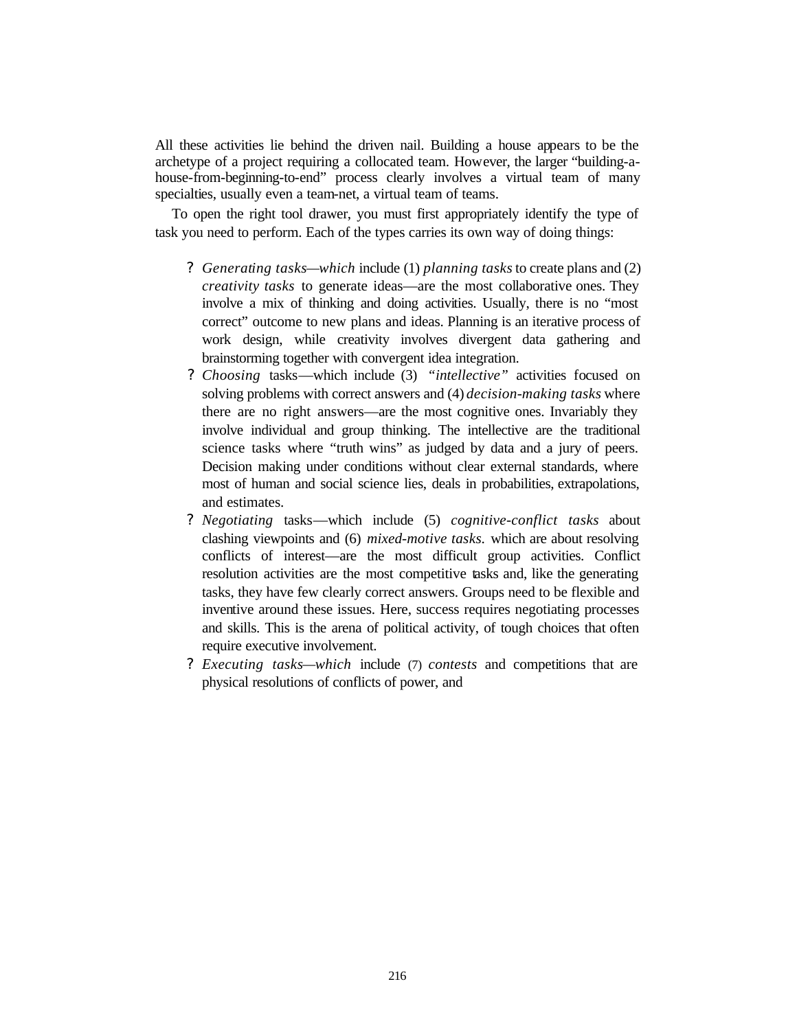All these activities lie behind the driven nail. Building a house appears to be the archetype of a project requiring a collocated team. However, the larger "building-a-house-from-beginning-to-end" process clearly involves a virtual team of many specialties, usually even a team-net, a virtual team of teams.

To open the right tool drawer, you must first appropriately identify the type of task you need to perform. Each of the types carries its own way of doing things:

- *Generating tasks—which* include (1) *planning tasks* to create plans and (2) *creativity tasks* to generate ideas—are the most collaborative ones. They involve a mix of thinking and doing activities. Usually, there is no "most correct" outcome to new plans and ideas. Planning is an iterative process of work design, while creativity involves divergent data gathering and brainstorming together with convergent idea integration.
- *Choosing* tasks—which include (3) *"intellective"* activities focused on solving problems with correct answers and (4) *decision-making tasks* where there are no right answers—are the most cognitive ones. Invariably they involve individual and group thinking. The intellective are the traditional science tasks where "truth wins" as judged by data and a jury of peers. Decision making under conditions without clear external standards, where most of human and social science lies, deals in probabilities, extrapolations, and estimates.
- *Negotiating* tasks—which include (5) *cognitive-conflict tasks* about clashing viewpoints and (6) *mixed-motive tasks*. which are about resolving conflicts of interest—are the most difficult group activities. Conflict resolution activities are the most competitive tasks and, like the generating tasks, they have few clearly correct answers. Groups need to be flexible and inventive around these issues. Here, success requires negotiating processes and skills. This is the arena of political activity, of tough choices that often require executive involvement.
- *Executing tasks—which* include (7) *contests* and competitions that are physical resolutions of conflicts of power, and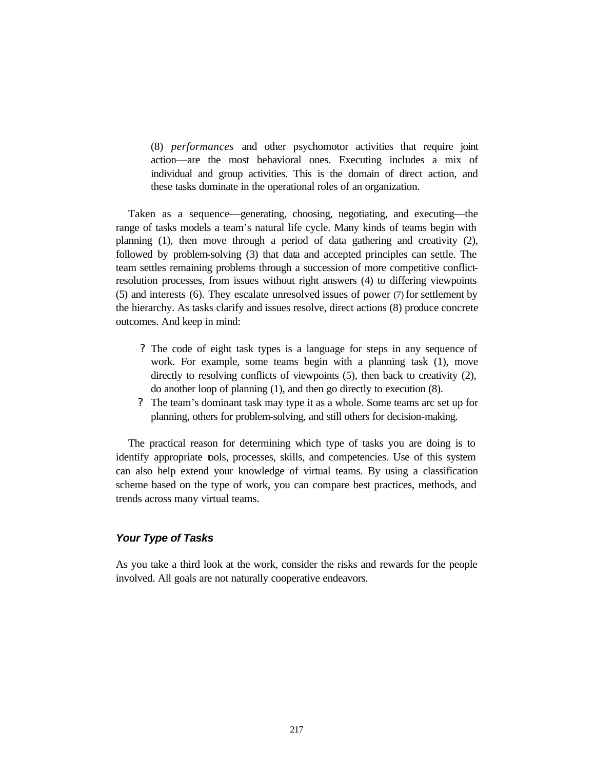(8) *performances* and other psychomotor activities that require joint action—are the most behavioral ones. Executing includes a mix of individual and group activities. This is the domain of direct action, and these tasks dominate in the operational roles of an organization.

Taken as a sequence—generating, choosing, negotiating, and executing—the range of tasks models a team's natural life cycle. Many kinds of teams begin with planning (1), then move through a period of data gathering and creativity (2), followed by problem-solving (3) that data and accepted principles can settle. The team settles remaining problems through a succession of more competitive conflict-resolution processes, from issues without right answers (4) to differing viewpoints (5) and interests (6). They escalate unresolved issues of power (7) for settlement by the hierarchy. As tasks clarify and issues resolve, direct actions (8) produce concrete outcomes. And keep in mind:

- The code of eight task types is a language for steps in any sequence of work. For example, some teams begin with a planning task (1), move directly to resolving conflicts of viewpoints (5), then back to creativity (2), do another loop of planning (1), and then go directly to execution (8).
- The team's dominant task may type it as a whole. Some teams arc set up for planning, others for problem-solving, and still others for decision-making.

The practical reason for determining which type of tasks you are doing is to identify appropriate tools, processes, skills, and competencies. Use of this system can also help extend your knowledge of virtual teams. By using a classification scheme based on the type of work, you can compare best practices, methods, and trends across many virtual teams.

### *Your Type of Tasks*

As you take a third look at the work, consider the risks and rewards for the people involved. All goals are not naturally cooperative endeavors.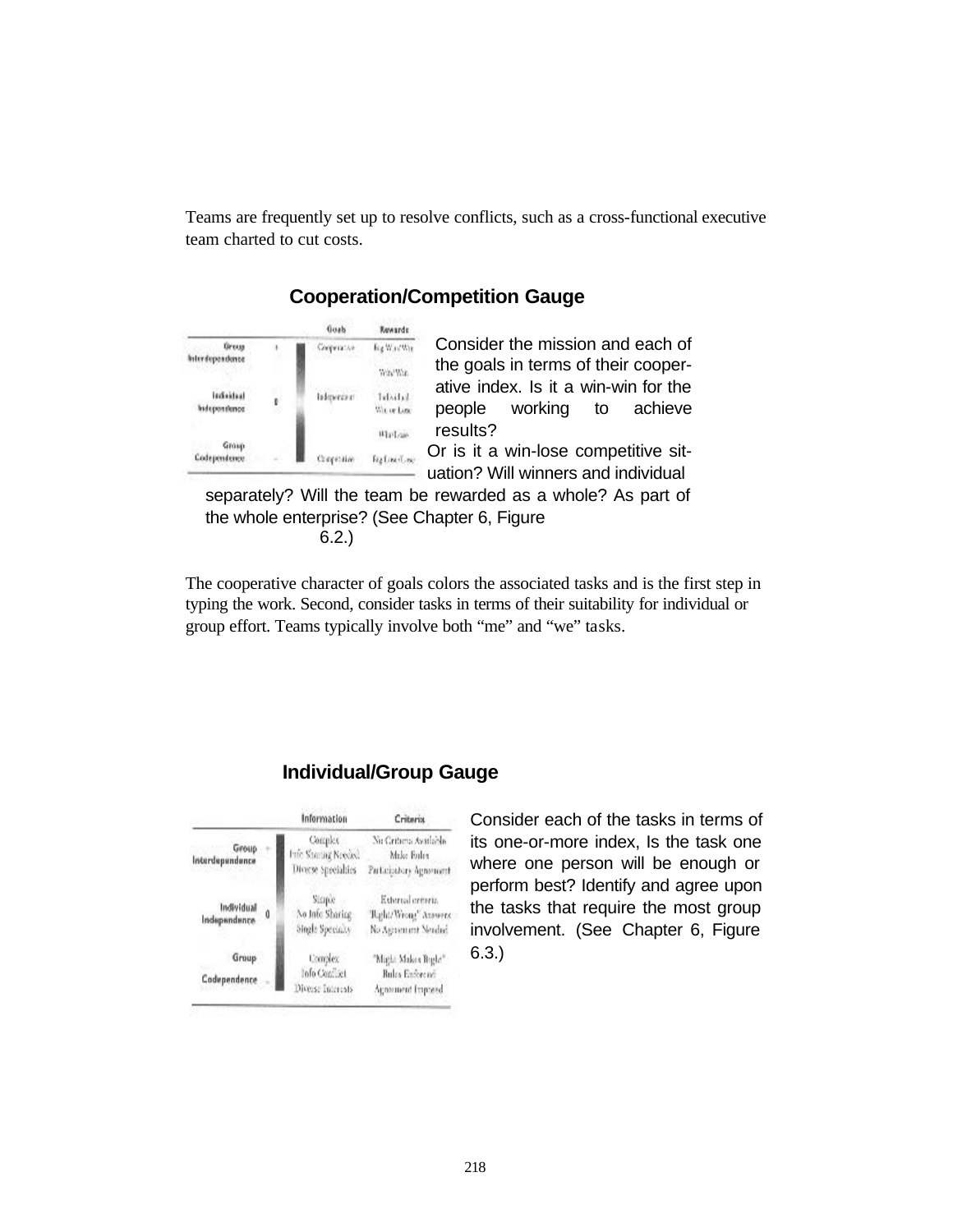Teams are frequently set up to resolve conflicts, such as a cross-functional executive team charted to cut costs.

### Cooperation/Competition Gauge

| | | Goals | Rewards |
|---|---|---|---|
| Group Interdependence | + | Cooperative | Big Win/Win |
| | | | Win/Win |
| Individual Independence | 0 | Independent | Individual Win or Lose |
| | | | Win/Lose |
| Group Codependence | – | Competitive | Big Lose/Lose |

Consider the mission and each of the goals in terms of their cooperative index. Is it a win-win for the people working to achieve results? Or is it a win-lose competitive situation? Will winners and individual separately? Will the team be rewarded as a whole? As part of the whole enterprise? (See Chapter 6, Figure 6.2.)

The cooperative character of goals colors the associated tasks and is the first step in typing the work. Second, consider tasks in terms of their suitability for individual or group effort. Teams typically involve both "me" and "we" tasks.

### Individual/Group Gauge

| | | Information | Criteria |
|---|---|---|---|
| Group Interdependence | + | Complex<br>Info Sharing Needed<br>Diverse Specialties | No Criteria Available<br>Make Rules<br>Participatory Agreement |
| Individual Independence | 0 | Simple<br>No Info Sharing<br>Single Specialty | External criteria<br>"Right/Wrong" Answers<br>No Agreement Needed |
| Group Codependence | – | Complex<br>Info Conflict<br>Diverse Interests | "Might Makes Right"<br>Rules Enforced<br>Agreement Imposed |

Consider each of the tasks in terms of its one-or-more index, Is the task one where one person will be enough or perform best? Identify and agree upon the tasks that require the most group involvement. (See Chapter 6, Figure 6.3.)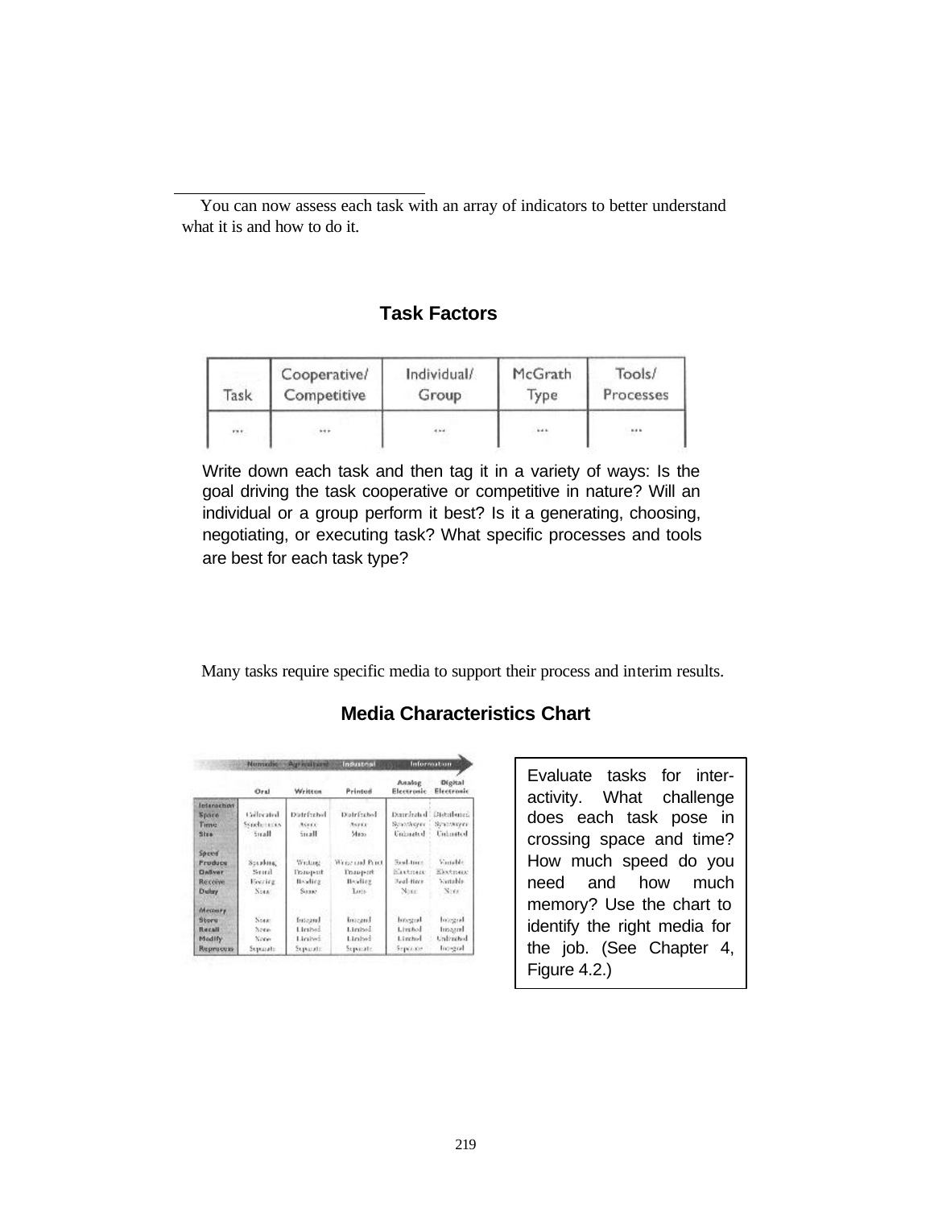You can now assess each task with an array of indicators to better understand what it is and how to do it.

### Task Factors

| Task | Cooperative/ Competitive | Individual/ Group | McGrath Type | Tools/ Processes |
|---|---|---|---|---|
| ... | ... | ... | ... | ... |

Write down each task and then tag it in a variety of ways: Is the goal driving the task cooperative or competitive in nature? Will an individual or a group perform it best? Is it a generating, choosing, negotiating, or executing task? What specific processes and tools are best for each task type?

Many tasks require specific media to support their process and interim results.

### Media Characteristics Chart

| | Nomadic | Agricultural | Industrial | Information | |
|---|---|---|---|---|---|
| | Oral | Written | Printed | Analog Electronic | Digital Electronic |
| **Interaction** | | | | | |
| Space | Colocated | Distributed | Distributed | Distributed | Distributed |
| Time | Synchronous | Async | Async | Synchronous | Synchronous |
| Size | Small | Small | Mass | Unlimited | Unlimited |
| **Speed** | | | | | |
| Produce | Speaking | Writing | Write and Print | Real-time | Variable |
| Deliver | Sound | Transport | Transport | Electronic | Electronic |
| Receive | Hearing | Reading | Reading | Real-time | Variable |
| Delay | None | Some | Lots | None | None |
| **Memory** | | | | | |
| Store | None | Integral | Integral | Integral | Integral |
| Recall | None | Limited | Limited | Limited | Integral |
| Modify | None | Limited | Limited | Limited | Unlimited |
| Reprocess | Separate | Separate | Separate | Separate | Integral |

Evaluate tasks for inter-activity. What challenge does each task pose in crossing space and time? How much speed do you need and how much memory? Use the chart to identify the right media for the job. (See Chapter 4, Figure 4.2.)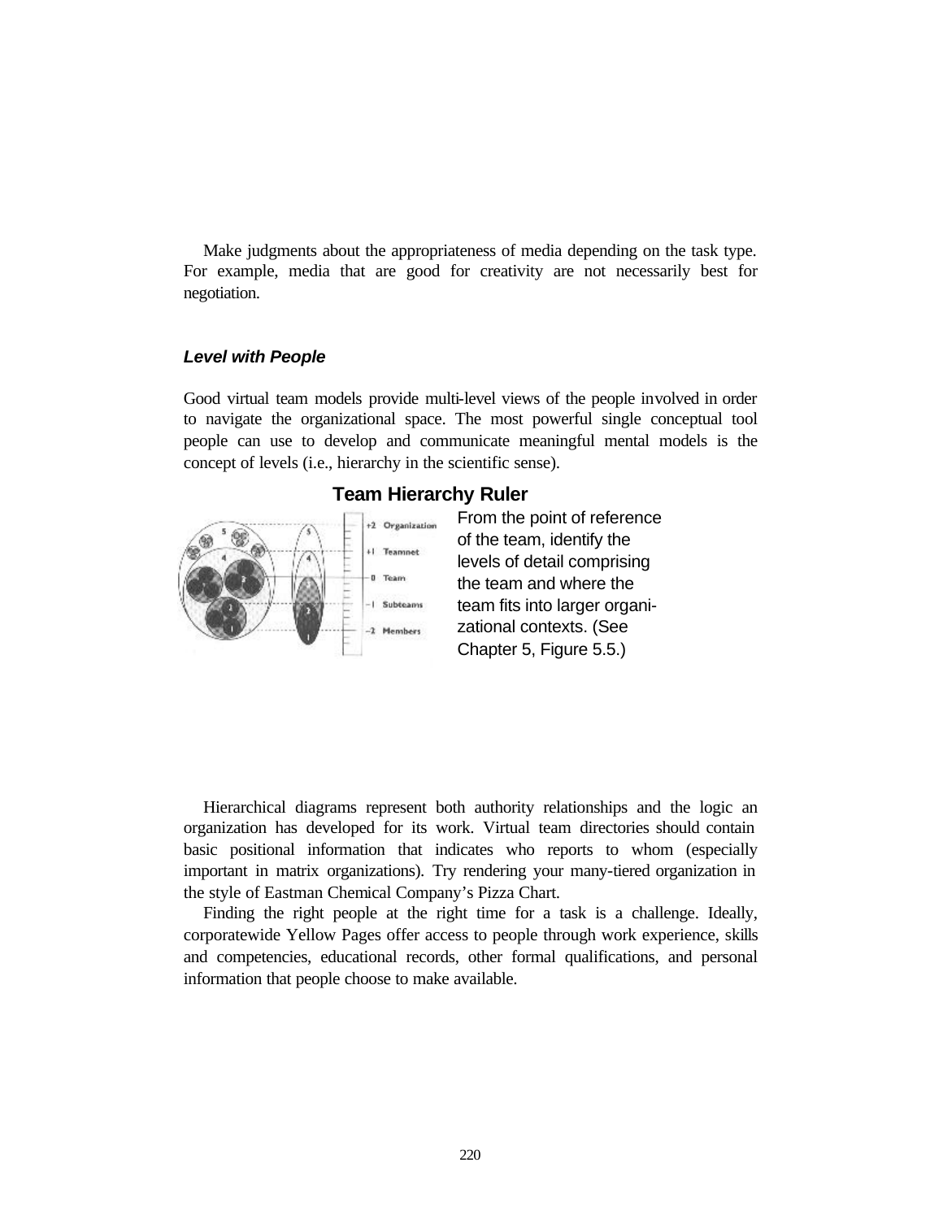Make judgments about the appropriateness of media depending on the task type. For example, media that are good for creativity are not necessarily best for negotiation.

### ***Level with People***

Good virtual team models provide multi-level views of the people involved in order to navigate the organizational space. The most powerful single conceptual tool people can use to develop and communicate meaningful mental models is the concept of levels (i.e., hierarchy in the scientific sense).

**Team Hierarchy Ruler**

From the point of reference of the team, identify the levels of detail comprising the team and where the team fits into larger organizational contexts. (See Chapter 5, Figure 5.5.)

Hierarchical diagrams represent both authority relationships and the logic an organization has developed for its work. Virtual team directories should contain basic positional information that indicates who reports to whom (especially important in matrix organizations). Try rendering your many-tiered organization in the style of Eastman Chemical Company's Pizza Chart.

Finding the right people at the right time for a task is a challenge. Ideally, corporatewide Yellow Pages offer access to people through work experience, skills and competencies, educational records, other formal qualifications, and personal information that people choose to make available.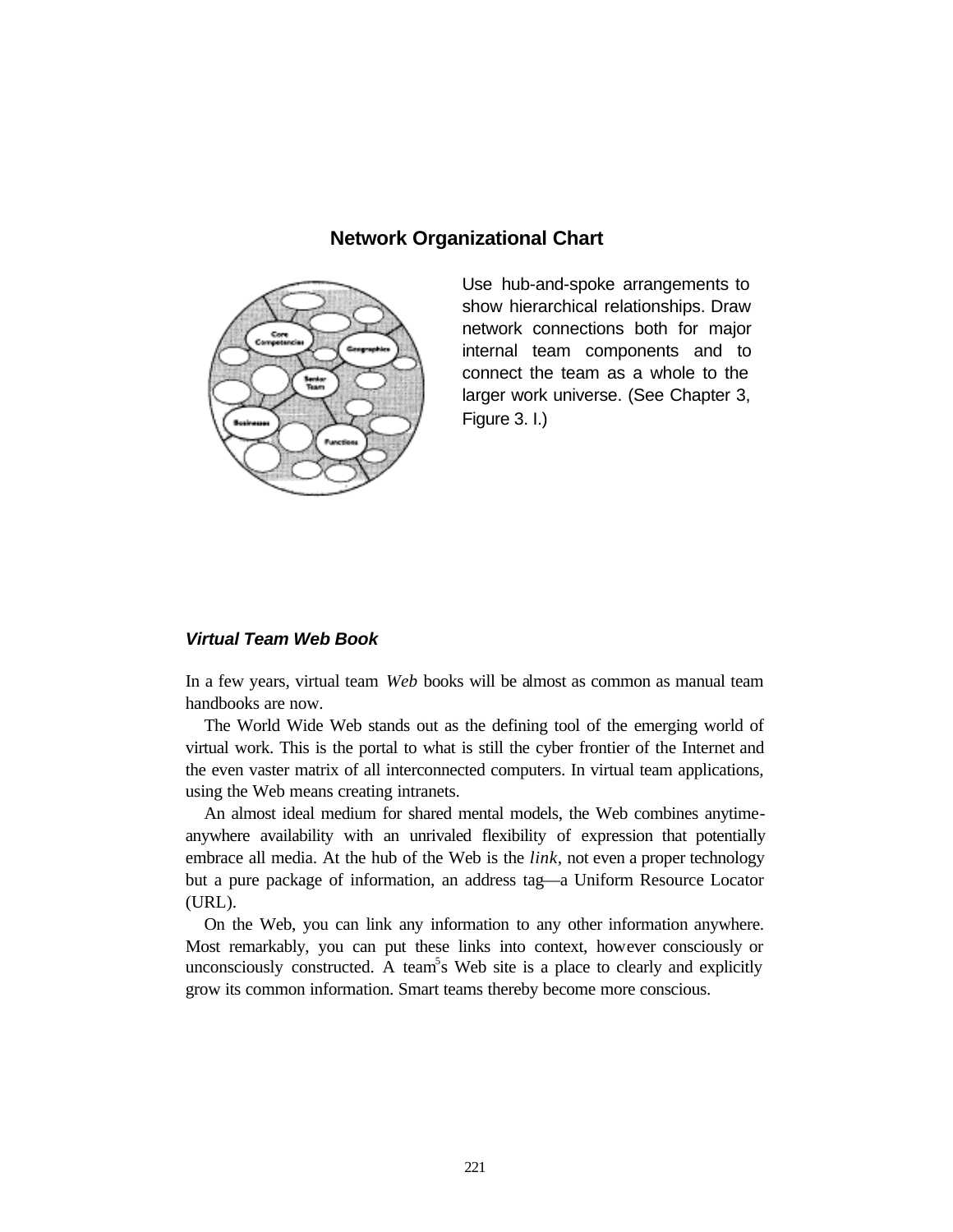## Network Organizational Chart

Use hub-and-spoke arrangements to show hierarchical relationships. Draw network connections both for major internal team components and to connect the team as a whole to the larger work universe. (See Chapter 3, Figure 3. I.)

### *Virtual Team Web Book*

In a few years, virtual team *Web* books will be almost as common as manual team handbooks are now.

The World Wide Web stands out as the defining tool of the emerging world of virtual work. This is the portal to what is still the cyber frontier of the Internet and the even vaster matrix of all interconnected computers. In virtual team applications, using the Web means creating intranets.

An almost ideal medium for shared mental models, the Web combines anytime-anywhere availability with an unrivaled flexibility of expression that potentially embrace all media. At the hub of the Web is the *link,* not even a proper technology but a pure package of information, an address tag—a Uniform Resource Locator (URL).

On the Web, you can link any information to any other information anywhere. Most remarkably, you can put these links into context, however consciously or unconsciously constructed. A team[5]s Web site is a place to clearly and explicitly grow its common information. Smart teams thereby become more conscious.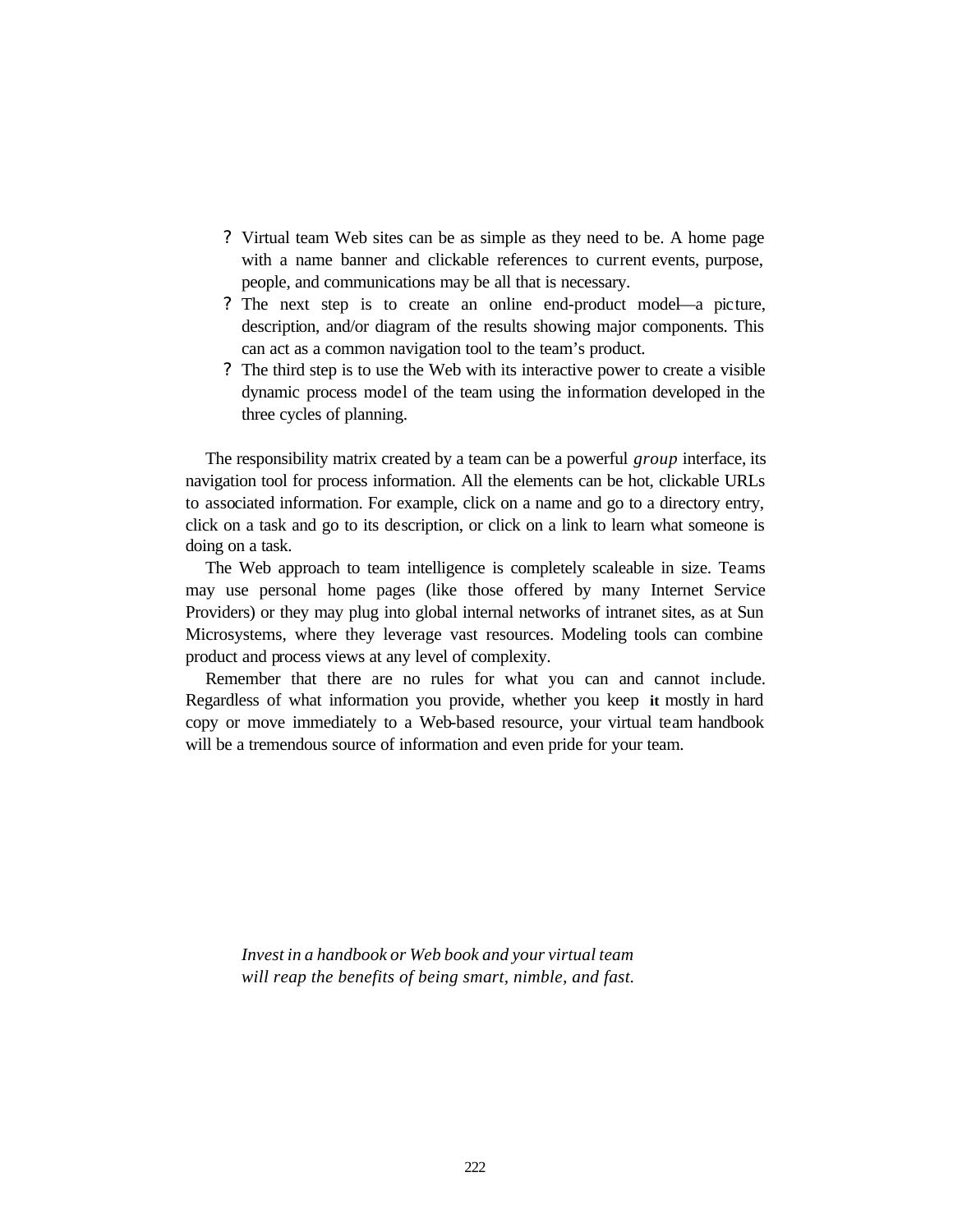- Virtual team Web sites can be as simple as they need to be. A home page with a name banner and clickable references to current events, purpose, people, and communications may be all that is necessary.
- The next step is to create an online end-product model—a picture, description, and/or diagram of the results showing major components. This can act as a common navigation tool to the team's product.
- The third step is to use the Web with its interactive power to create a visible dynamic process model of the team using the information developed in the three cycles of planning.

The responsibility matrix created by a team can be a powerful *group* interface, its navigation tool for process information. All the elements can be hot, clickable URLs to associated information. For example, click on a name and go to a directory entry, click on a task and go to its description, or click on a link to learn what someone is doing on a task.

The Web approach to team intelligence is completely scaleable in size. Teams may use personal home pages (like those offered by many Internet Service Providers) or they may plug into global internal networks of intranet sites, as at Sun Microsystems, where they leverage vast resources. Modeling tools can combine product and process views at any level of complexity.

Remember that there are no rules for what you can and cannot include. Regardless of what information you provide, whether you keep it mostly in hard copy or move immediately to a Web-based resource, your virtual team handbook will be a tremendous source of information and even pride for your team.

*Invest in a handbook or Web book and your virtual team will reap the benefits of being smart, nimble, and fast.*